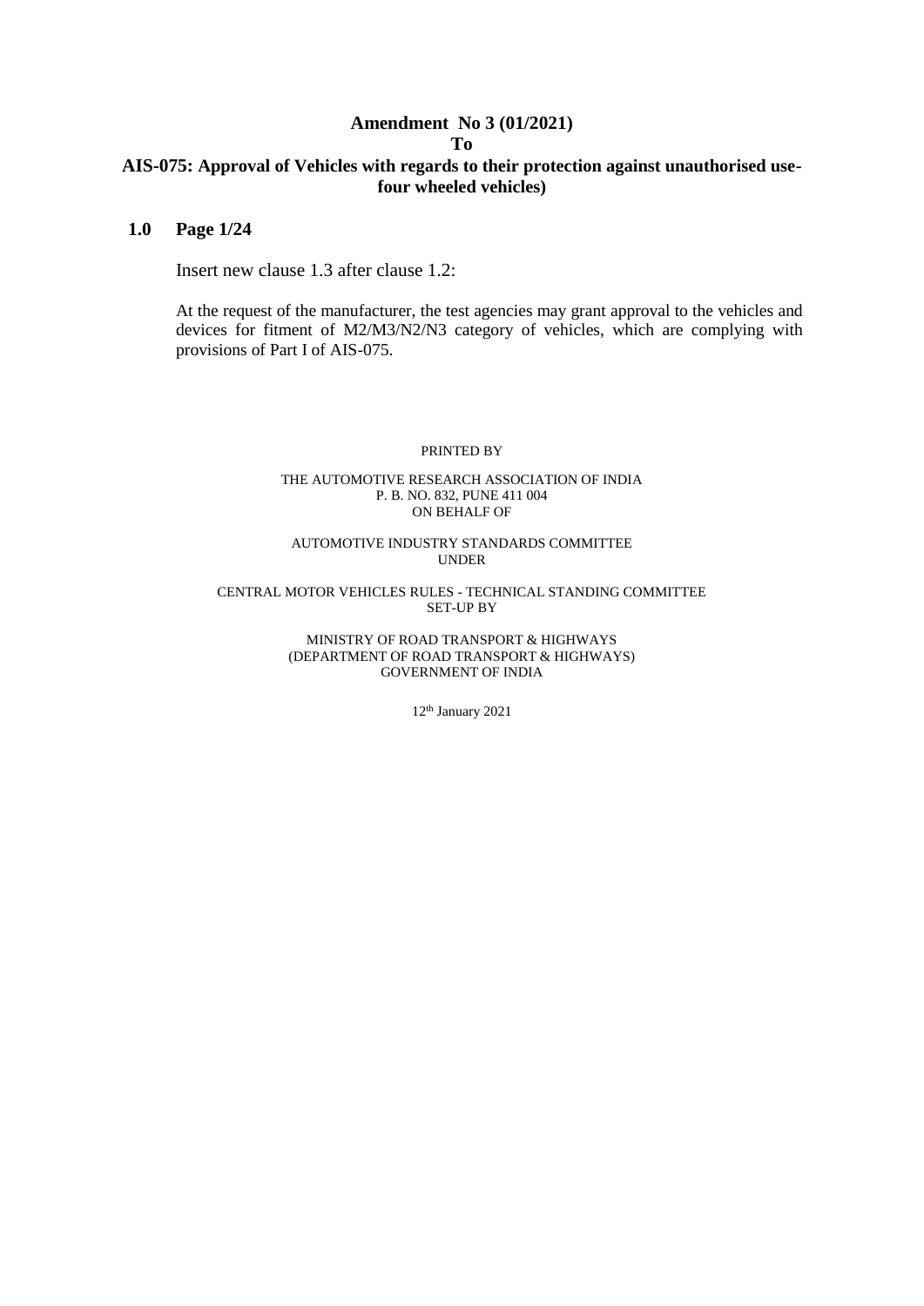# Amendment No 3 (01/2021)

**To**

**AIS-075: Approval of Vehicles with regards to their protection against unauthorised use-four wheeled vehicles)**

## 1.0 Page 1/24

Insert new clause 1.3 after clause 1.2:

At the request of the manufacturer, the test agencies may grant approval to the vehicles and devices for fitment of M2/M3/N2/N3 category of vehicles, which are complying with provisions of Part I of AIS-075.

PRINTED BY

THE AUTOMOTIVE RESEARCH ASSOCIATION OF INDIA
P. B. NO. 832, PUNE 411 004
ON BEHALF OF

AUTOMOTIVE INDUSTRY STANDARDS COMMITTEE
UNDER

CENTRAL MOTOR VEHICLES RULES - TECHNICAL STANDING COMMITTEE
SET-UP BY

MINISTRY OF ROAD TRANSPORT & HIGHWAYS
(DEPARTMENT OF ROAD TRANSPORT & HIGHWAYS)
GOVERNMENT OF INDIA

12th January 2021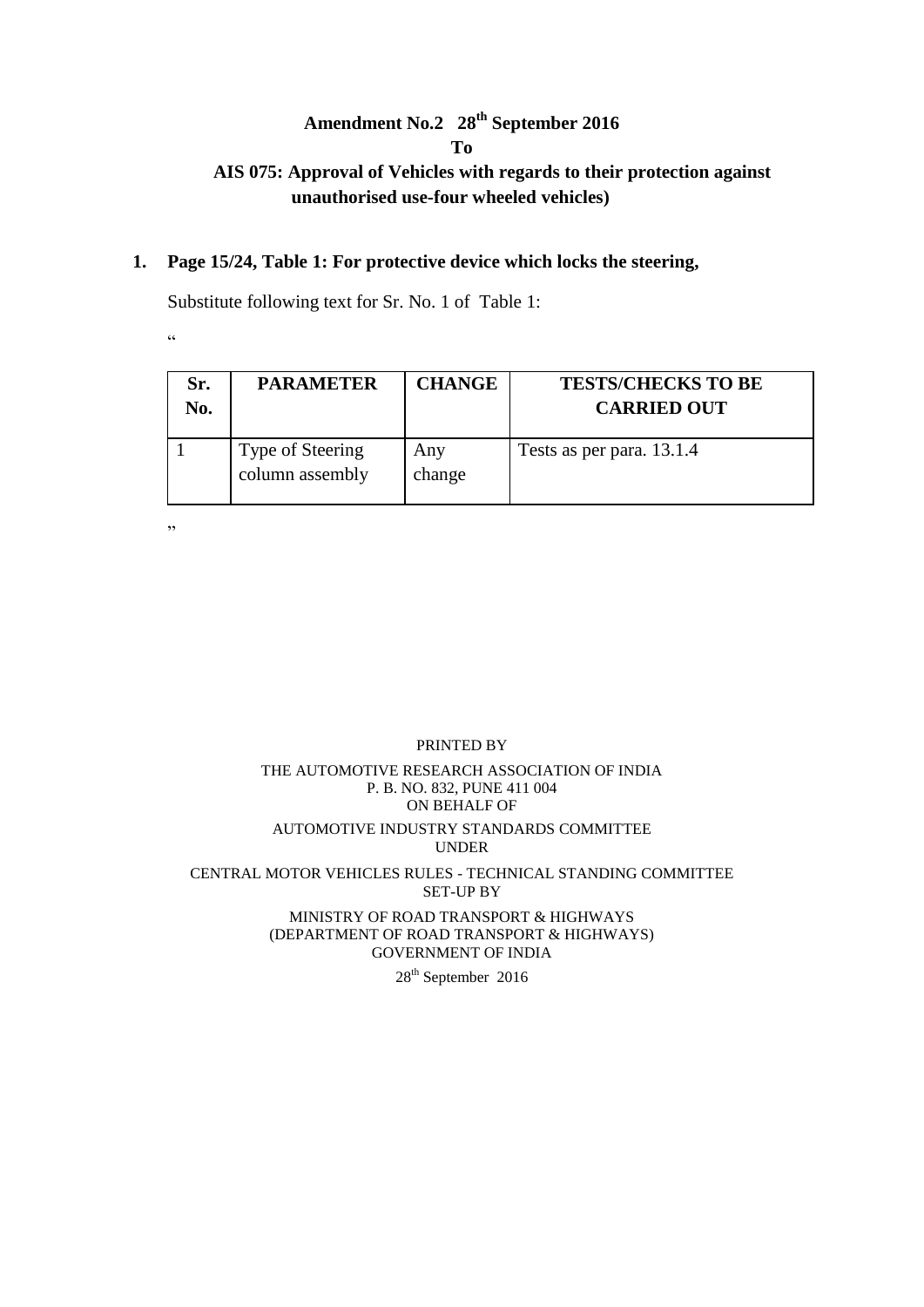# Amendment No.2 28th September 2016

**To**

## AIS 075: Approval of Vehicles with regards to their protection against unauthorised use-four wheeled vehicles)

**1. Page 15/24, Table 1: For protective device which locks the steering,**

Substitute following text for Sr. No. 1 of Table 1:

"

| Sr. No. | PARAMETER | CHANGE | TESTS/CHECKS TO BE CARRIED OUT |
|---|---|---|---|
| 1 | Type of Steering column assembly | Any change | Tests as per para. 13.1.4 |

"

PRINTED BY

THE AUTOMOTIVE RESEARCH ASSOCIATION OF INDIA
P. B. NO. 832, PUNE 411 004
ON BEHALF OF

AUTOMOTIVE INDUSTRY STANDARDS COMMITTEE
UNDER

CENTRAL MOTOR VEHICLES RULES - TECHNICAL STANDING COMMITTEE
SET-UP BY

MINISTRY OF ROAD TRANSPORT & HIGHWAYS
(DEPARTMENT OF ROAD TRANSPORT & HIGHWAYS)
GOVERNMENT OF INDIA

28th September 2016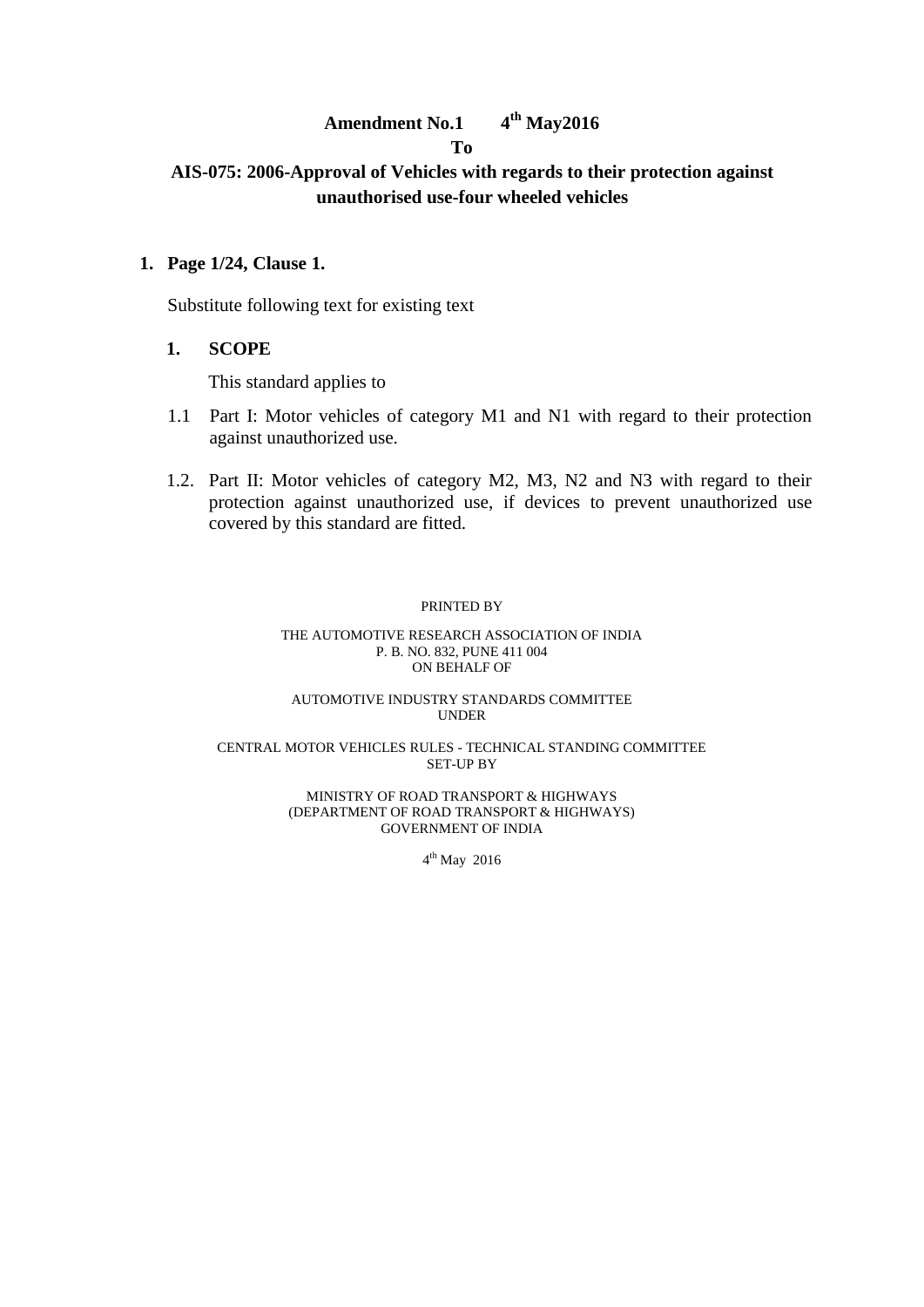**Amendment No.1 4th May2016**

**To**

**AIS-075: 2006-Approval of Vehicles with regards to their protection against unauthorised use-four wheeled vehicles**

**1. Page 1/24, Clause 1.**

Substitute following text for existing text

**1. SCOPE**

This standard applies to

1.1 Part I: Motor vehicles of category M1 and N1 with regard to their protection against unauthorized use.

1.2. Part II: Motor vehicles of category M2, M3, N2 and N3 with regard to their protection against unauthorized use, if devices to prevent unauthorized use covered by this standard are fitted.

PRINTED BY

THE AUTOMOTIVE RESEARCH ASSOCIATION OF INDIA
P. B. NO. 832, PUNE 411 004
ON BEHALF OF

AUTOMOTIVE INDUSTRY STANDARDS COMMITTEE
UNDER

CENTRAL MOTOR VEHICLES RULES - TECHNICAL STANDING COMMITTEE
SET-UP BY

MINISTRY OF ROAD TRANSPORT & HIGHWAYS
(DEPARTMENT OF ROAD TRANSPORT & HIGHWAYS)
GOVERNMENT OF INDIA

4th May 2016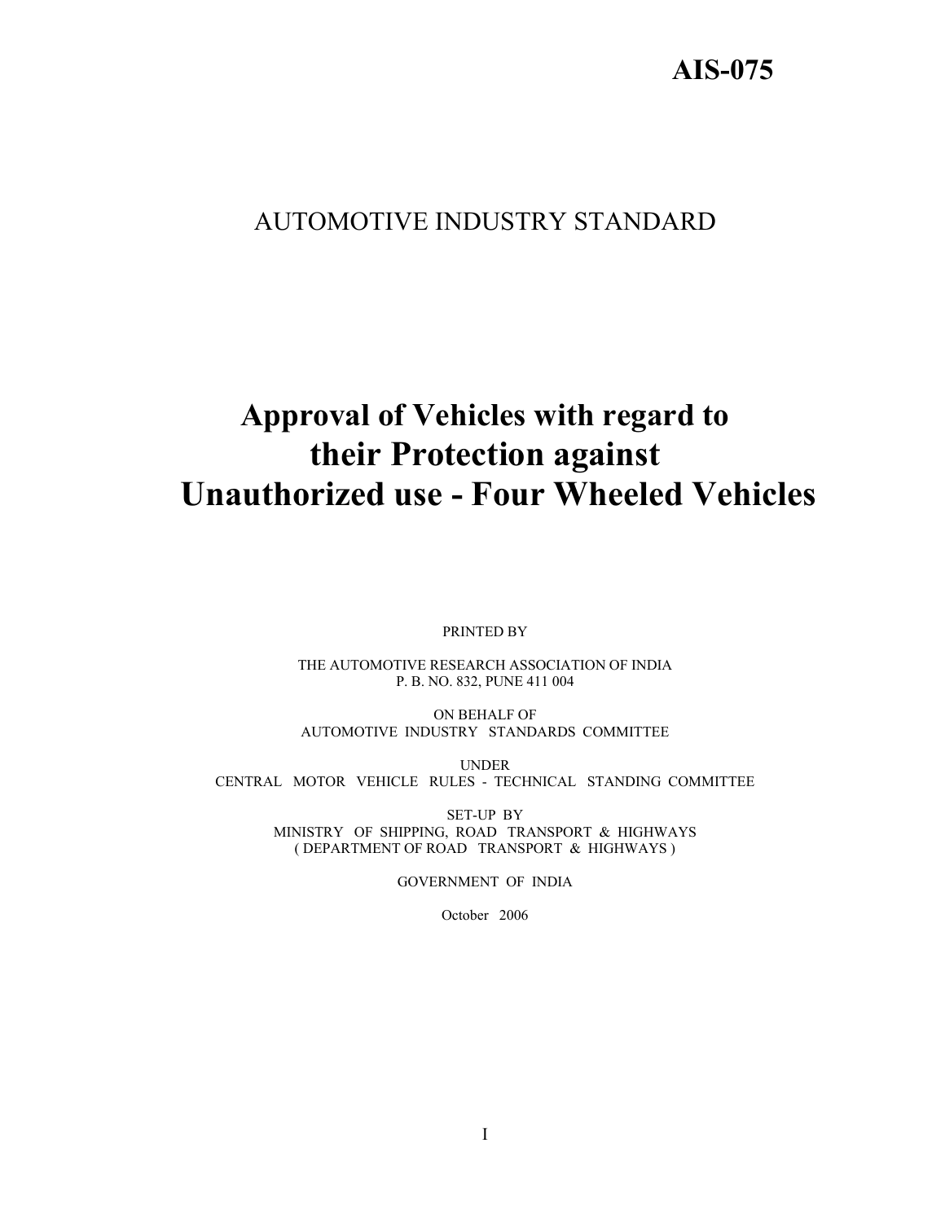# AIS-075

## AUTOMOTIVE INDUSTRY STANDARD

# Approval of Vehicles with regard to their Protection against Unauthorized use - Four Wheeled Vehicles

PRINTED BY

THE AUTOMOTIVE RESEARCH ASSOCIATION OF INDIA
P. B. NO. 832, PUNE 411 004

ON BEHALF OF
AUTOMOTIVE INDUSTRY STANDARDS COMMITTEE

UNDER
CENTRAL MOTOR VEHICLE RULES - TECHNICAL STANDING COMMITTEE

SET-UP BY
MINISTRY OF SHIPPING, ROAD TRANSPORT & HIGHWAYS
( DEPARTMENT OF ROAD TRANSPORT & HIGHWAYS )

GOVERNMENT OF INDIA

October 2006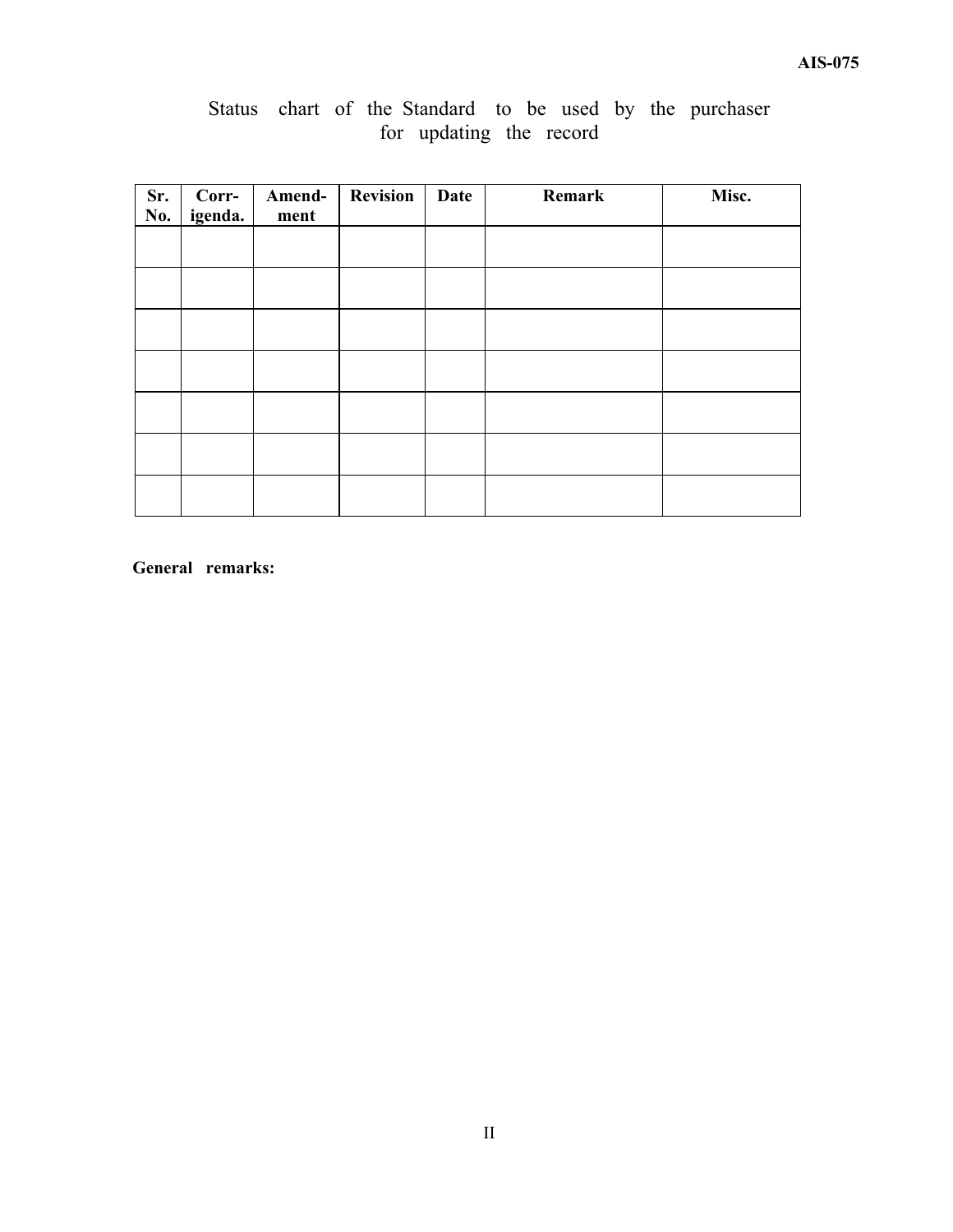Status chart of the Standard to be used by the purchaser for updating the record

| Sr. No. | Corr-igenda. | Amend-ment | Revision | Date | Remark | Misc. |
|---|---|---|---|---|---|---|
| | | | | | | |
| | | | | | | |
| | | | | | | |
| | | | | | | |
| | | | | | | |
| | | | | | | |
| | | | | | | |

**General remarks:**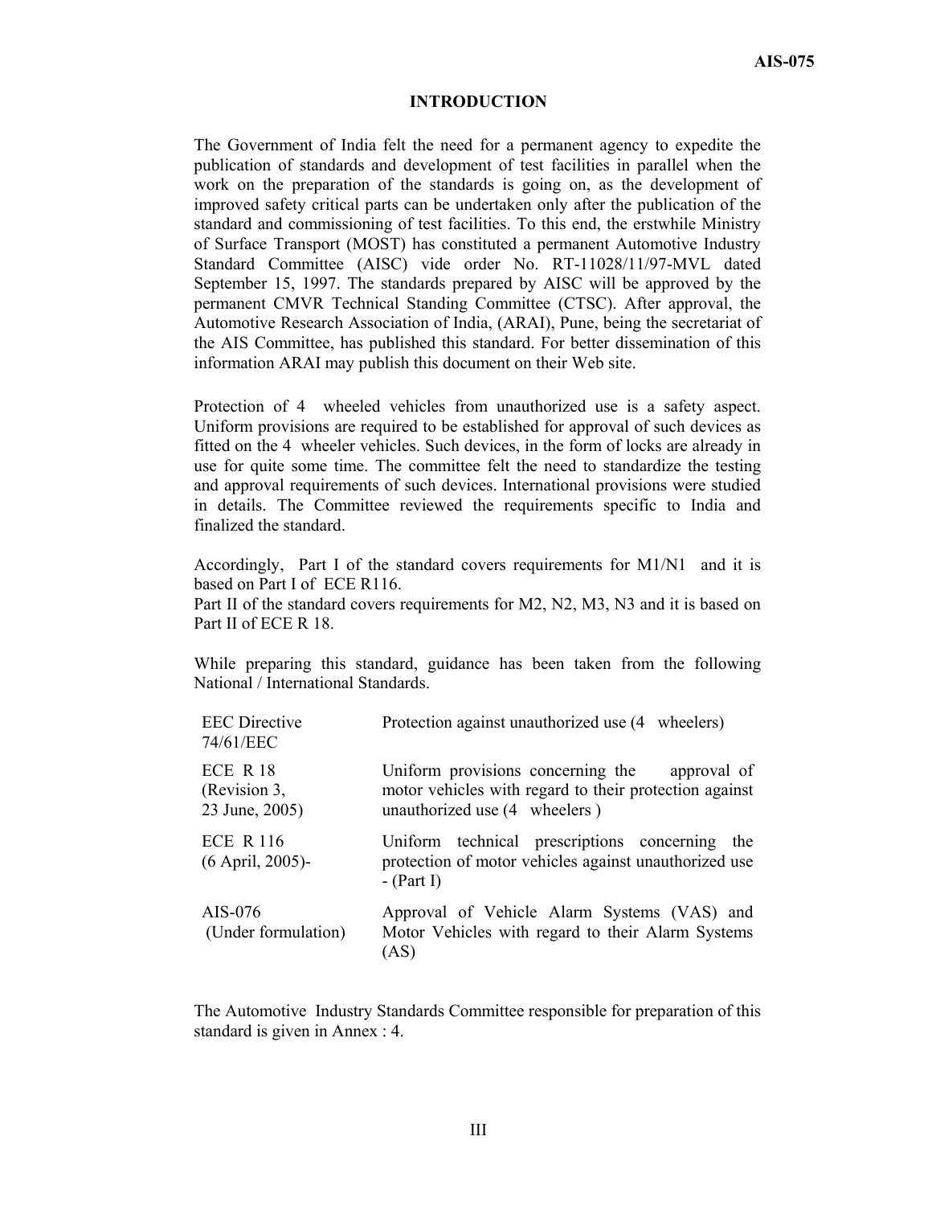## INTRODUCTION

The Government of India felt the need for a permanent agency to expedite the publication of standards and development of test facilities in parallel when the work on the preparation of the standards is going on, as the development of improved safety critical parts can be undertaken only after the publication of the standard and commissioning of test facilities. To this end, the erstwhile Ministry of Surface Transport (MOST) has constituted a permanent Automotive Industry Standard Committee (AISC) vide order No. RT-11028/11/97-MVL dated September 15, 1997. The standards prepared by AISC will be approved by the permanent CMVR Technical Standing Committee (CTSC). After approval, the Automotive Research Association of India, (ARAI), Pune, being the secretariat of the AIS Committee, has published this standard. For better dissemination of this information ARAI may publish this document on their Web site.

Protection of 4 wheeled vehicles from unauthorized use is a safety aspect. Uniform provisions are required to be established for approval of such devices as fitted on the 4 wheeler vehicles. Such devices, in the form of locks are already in use for quite some time. The committee felt the need to standardize the testing and approval requirements of such devices. International provisions were studied in details. The Committee reviewed the requirements specific to India and finalized the standard.

Accordingly, Part I of the standard covers requirements for M1/N1 and it is based on Part I of ECE R116.
Part II of the standard covers requirements for M2, N2, M3, N3 and it is based on Part II of ECE R 18.

While preparing this standard, guidance has been taken from the following National / International Standards.

| | |
|---|---|
| EEC Directive 74/61/EEC | Protection against unauthorized use (4 wheelers) |
| ECE R 18 (Revision 3, 23 June, 2005) | Uniform provisions concerning the approval of motor vehicles with regard to their protection against unauthorized use (4 wheelers ) |
| ECE R 116 (6 April, 2005)- | Uniform technical prescriptions concerning the protection of motor vehicles against unauthorized use - (Part I) |
| AIS-076 (Under formulation) | Approval of Vehicle Alarm Systems (VAS) and Motor Vehicles with regard to their Alarm Systems (AS) |

The Automotive Industry Standards Committee responsible for preparation of this standard is given in Annex : 4.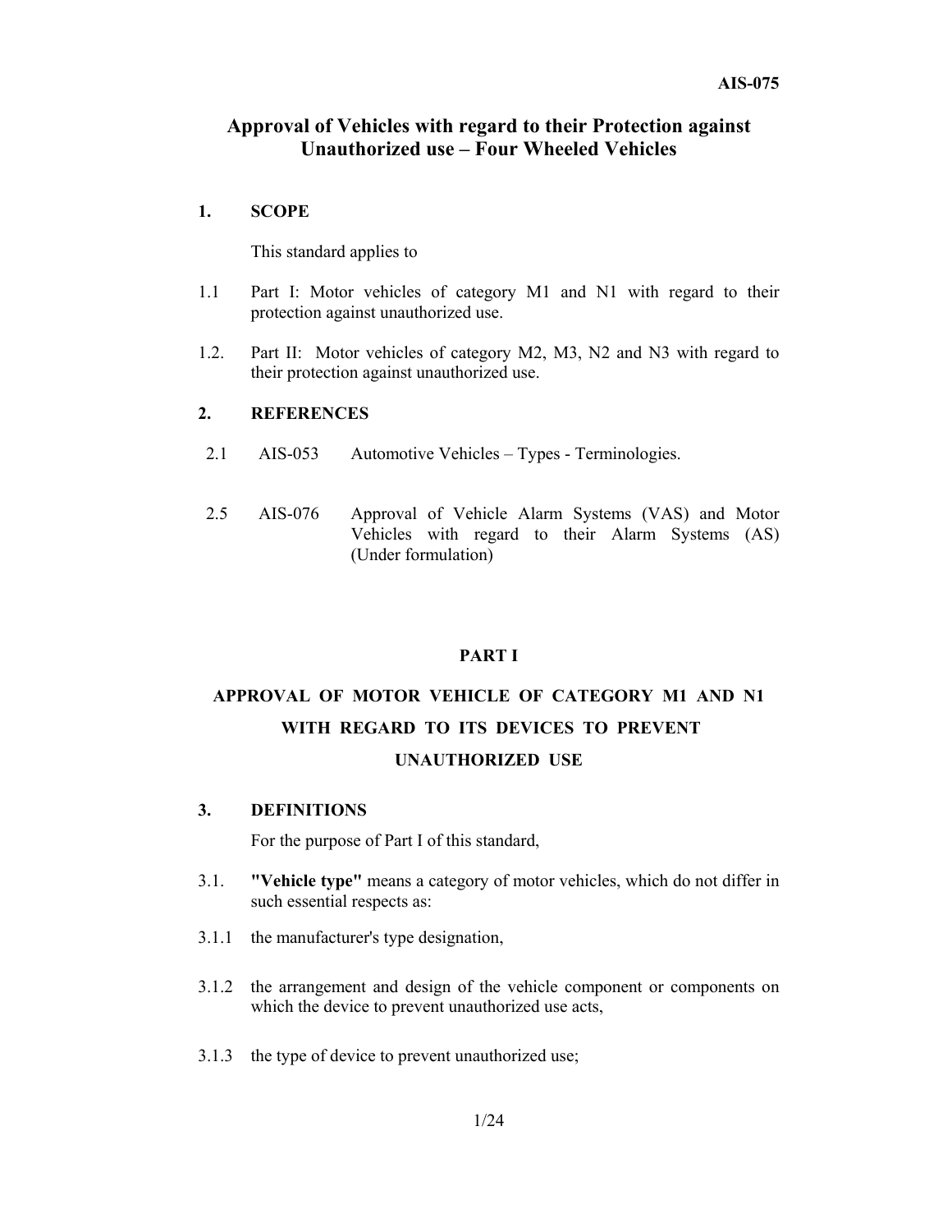# Approval of Vehicles with regard to their Protection against Unauthorized use – Four Wheeled Vehicles

## 1. SCOPE

This standard applies to

1.1 Part I: Motor vehicles of category M1 and N1 with regard to their protection against unauthorized use.

1.2. Part II: Motor vehicles of category M2, M3, N2 and N3 with regard to their protection against unauthorized use.

## 2. REFERENCES

| | | |
|---|---|---|
| 2.1 | AIS-053 | Automotive Vehicles – Types - Terminologies. |
| 2.5 | AIS-076 | Approval of Vehicle Alarm Systems (VAS) and Motor Vehicles with regard to their Alarm Systems (AS) (Under formulation) |

# PART I

# APPROVAL OF MOTOR VEHICLE OF CATEGORY M1 AND N1 WITH REGARD TO ITS DEVICES TO PREVENT UNAUTHORIZED USE

## 3. DEFINITIONS

For the purpose of Part I of this standard,

3.1. **"Vehicle type"** means a category of motor vehicles, which do not differ in such essential respects as:

3.1.1 the manufacturer's type designation,

3.1.2 the arrangement and design of the vehicle component or components on which the device to prevent unauthorized use acts,

3.1.3 the type of device to prevent unauthorized use;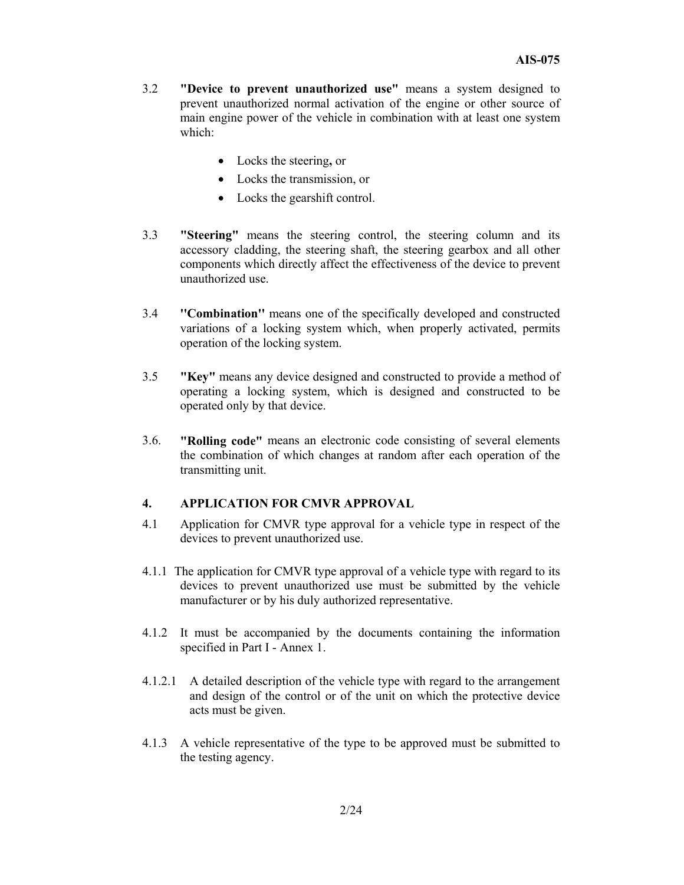3.2 **"Device to prevent unauthorized use"** means a system designed to prevent unauthorized normal activation of the engine or other source of main engine power of the vehicle in combination with at least one system which:

- Locks the steering**,** or
- Locks the transmission, or
- Locks the gearshift control.

3.3 **"Steering"** means the steering control, the steering column and its accessory cladding, the steering shaft, the steering gearbox and all other components which directly affect the effectiveness of the device to prevent unauthorized use.

3.4 **"Combination"** means one of the specifically developed and constructed variations of a locking system which, when properly activated, permits operation of the locking system.

3.5 **"Key"** means any device designed and constructed to provide a method of operating a locking system, which is designed and constructed to be operated only by that device.

3.6. **"Rolling code"** means an electronic code consisting of several elements the combination of which changes at random after each operation of the transmitting unit.

## 4. APPLICATION FOR CMVR APPROVAL

4.1 Application for CMVR type approval for a vehicle type in respect of the devices to prevent unauthorized use.

4.1.1 The application for CMVR type approval of a vehicle type with regard to its devices to prevent unauthorized use must be submitted by the vehicle manufacturer or by his duly authorized representative.

4.1.2 It must be accompanied by the documents containing the information specified in Part I - Annex 1.

4.1.2.1 A detailed description of the vehicle type with regard to the arrangement and design of the control or of the unit on which the protective device acts must be given.

4.1.3 A vehicle representative of the type to be approved must be submitted to the testing agency.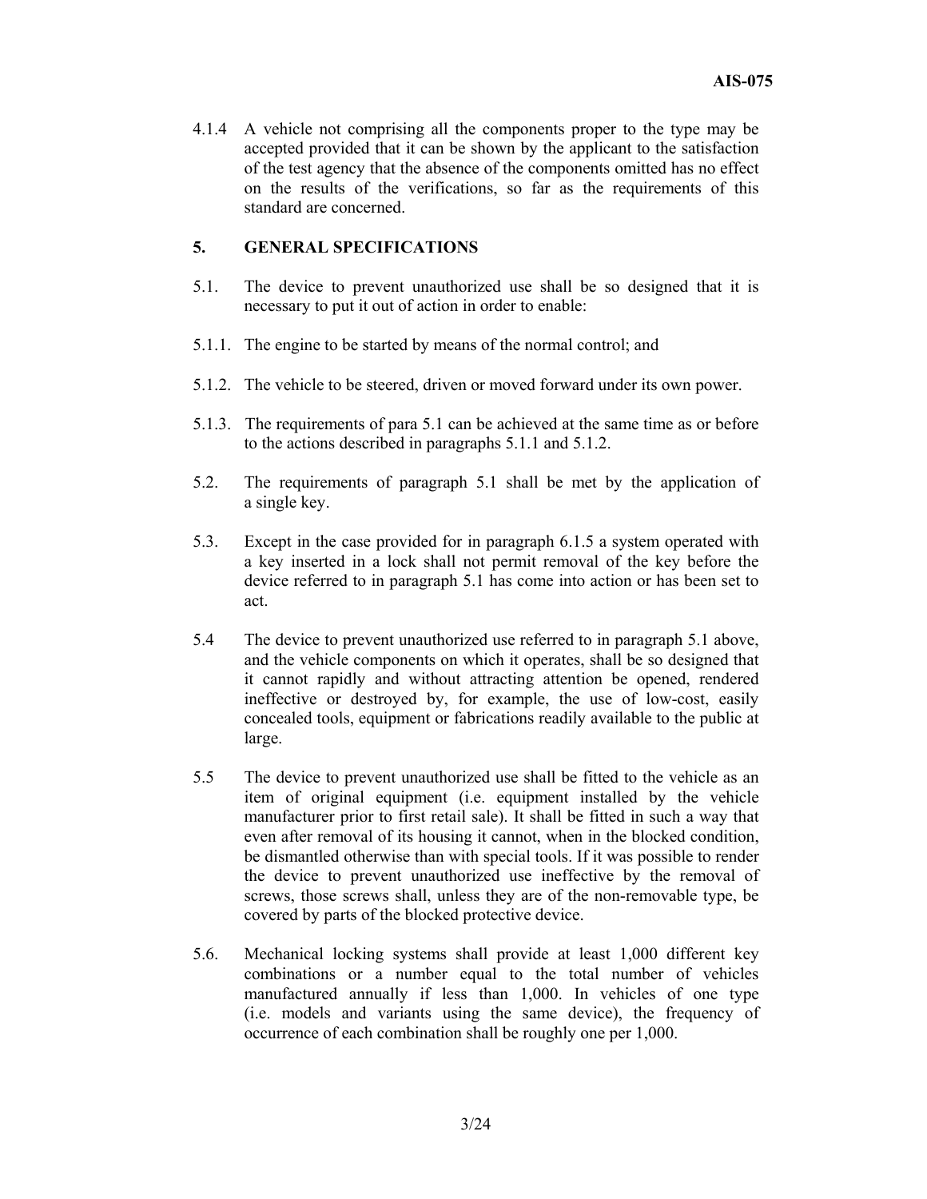4.1.4 A vehicle not comprising all the components proper to the type may be accepted provided that it can be shown by the applicant to the satisfaction of the test agency that the absence of the components omitted has no effect on the results of the verifications, so far as the requirements of this standard are concerned.

## 5. GENERAL SPECIFICATIONS

5.1. The device to prevent unauthorized use shall be so designed that it is necessary to put it out of action in order to enable:

5.1.1. The engine to be started by means of the normal control; and

5.1.2. The vehicle to be steered, driven or moved forward under its own power.

5.1.3. The requirements of para 5.1 can be achieved at the same time as or before to the actions described in paragraphs 5.1.1 and 5.1.2.

5.2. The requirements of paragraph 5.1 shall be met by the application of a single key.

5.3. Except in the case provided for in paragraph 6.1.5 a system operated with a key inserted in a lock shall not permit removal of the key before the device referred to in paragraph 5.1 has come into action or has been set to act.

5.4 The device to prevent unauthorized use referred to in paragraph 5.1 above, and the vehicle components on which it operates, shall be so designed that it cannot rapidly and without attracting attention be opened, rendered ineffective or destroyed by, for example, the use of low-cost, easily concealed tools, equipment or fabrications readily available to the public at large.

5.5 The device to prevent unauthorized use shall be fitted to the vehicle as an item of original equipment (i.e. equipment installed by the vehicle manufacturer prior to first retail sale). It shall be fitted in such a way that even after removal of its housing it cannot, when in the blocked condition, be dismantled otherwise than with special tools. If it was possible to render the device to prevent unauthorized use ineffective by the removal of screws, those screws shall, unless they are of the non-removable type, be covered by parts of the blocked protective device.

5.6. Mechanical locking systems shall provide at least 1,000 different key combinations or a number equal to the total number of vehicles manufactured annually if less than 1,000. In vehicles of one type (i.e. models and variants using the same device), the frequency of occurrence of each combination shall be roughly one per 1,000.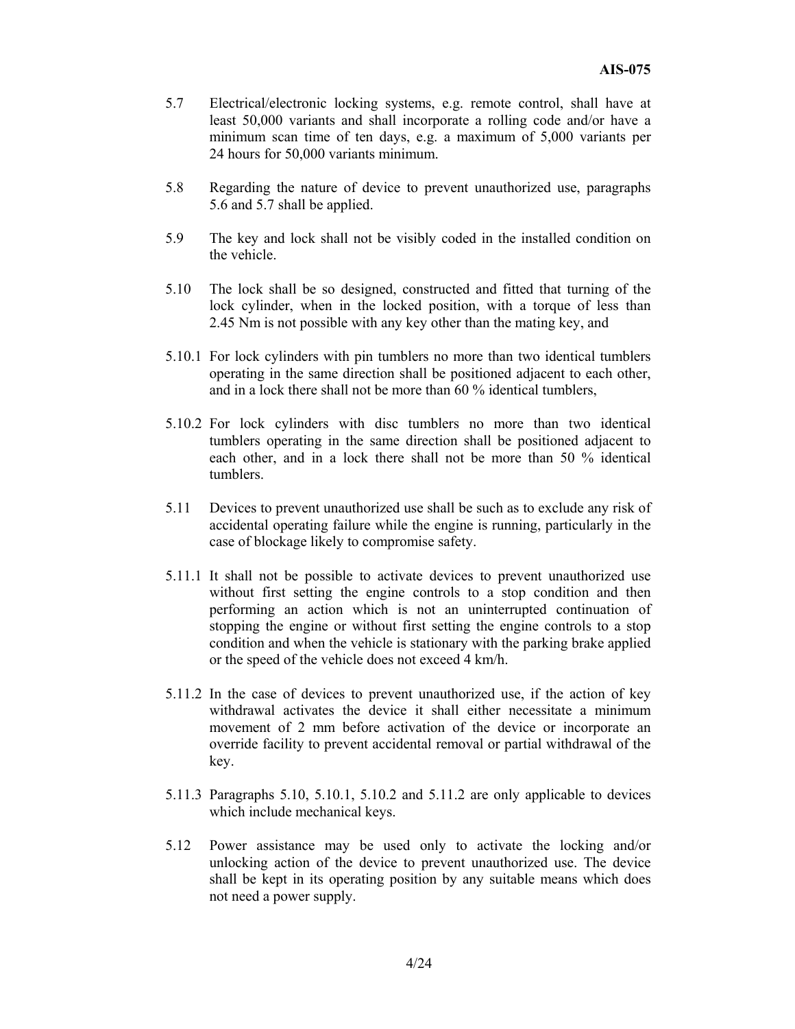5.7 Electrical/electronic locking systems, e.g. remote control, shall have at least 50,000 variants and shall incorporate a rolling code and/or have a minimum scan time of ten days, e.g. a maximum of 5,000 variants per 24 hours for 50,000 variants minimum.

5.8 Regarding the nature of device to prevent unauthorized use, paragraphs 5.6 and 5.7 shall be applied.

5.9 The key and lock shall not be visibly coded in the installed condition on the vehicle.

5.10 The lock shall be so designed, constructed and fitted that turning of the lock cylinder, when in the locked position, with a torque of less than 2.45 Nm is not possible with any key other than the mating key, and

5.10.1 For lock cylinders with pin tumblers no more than two identical tumblers operating in the same direction shall be positioned adjacent to each other, and in a lock there shall not be more than 60 % identical tumblers,

5.10.2 For lock cylinders with disc tumblers no more than two identical tumblers operating in the same direction shall be positioned adjacent to each other, and in a lock there shall not be more than 50 % identical tumblers.

5.11 Devices to prevent unauthorized use shall be such as to exclude any risk of accidental operating failure while the engine is running, particularly in the case of blockage likely to compromise safety.

5.11.1 It shall not be possible to activate devices to prevent unauthorized use without first setting the engine controls to a stop condition and then performing an action which is not an uninterrupted continuation of stopping the engine or without first setting the engine controls to a stop condition and when the vehicle is stationary with the parking brake applied or the speed of the vehicle does not exceed 4 km/h.

5.11.2 In the case of devices to prevent unauthorized use, if the action of key withdrawal activates the device it shall either necessitate a minimum movement of 2 mm before activation of the device or incorporate an override facility to prevent accidental removal or partial withdrawal of the key.

5.11.3 Paragraphs 5.10, 5.10.1, 5.10.2 and 5.11.2 are only applicable to devices which include mechanical keys.

5.12 Power assistance may be used only to activate the locking and/or unlocking action of the device to prevent unauthorized use. The device shall be kept in its operating position by any suitable means which does not need a power supply.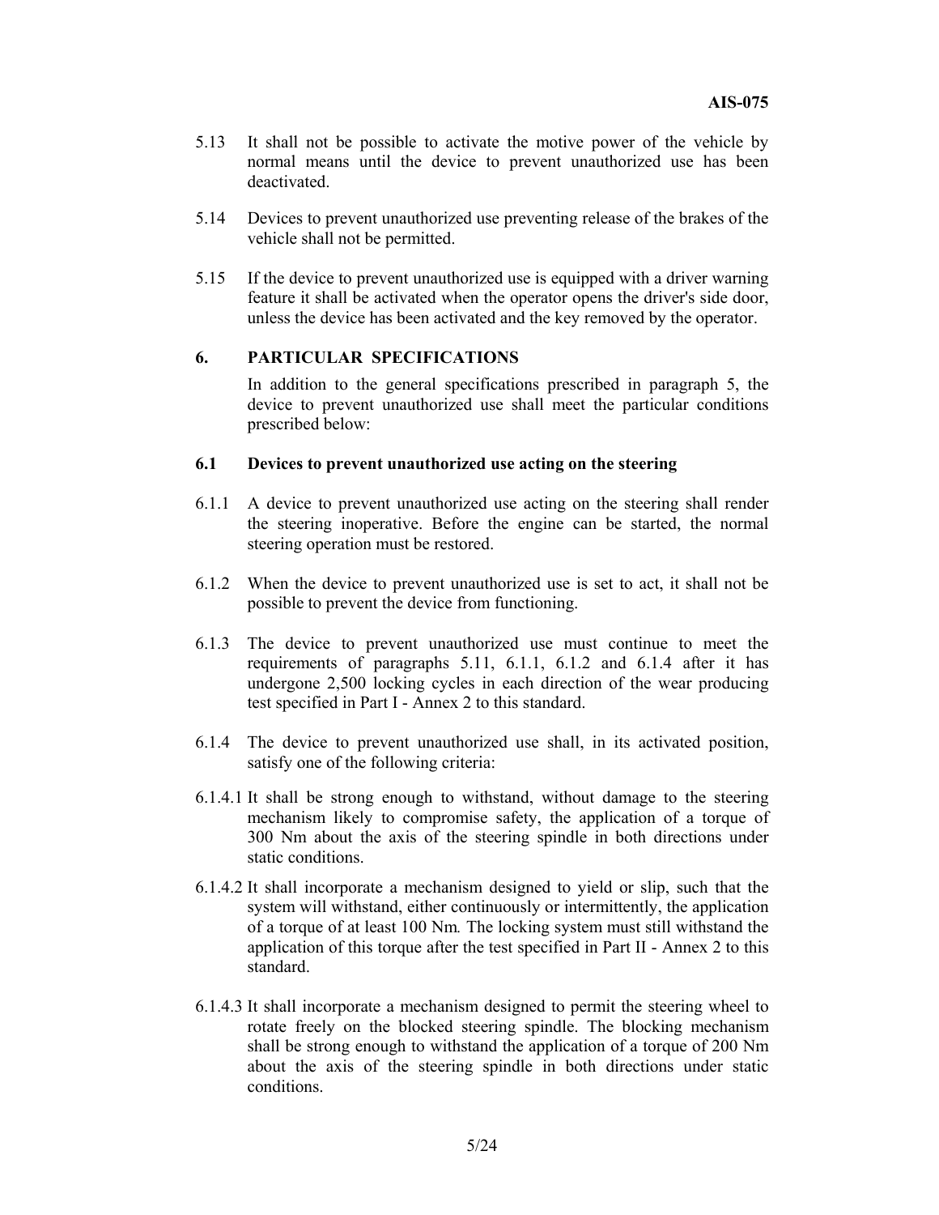5.13 It shall not be possible to activate the motive power of the vehicle by normal means until the device to prevent unauthorized use has been deactivated.

5.14 Devices to prevent unauthorized use preventing release of the brakes of the vehicle shall not be permitted.

5.15 If the device to prevent unauthorized use is equipped with a driver warning feature it shall be activated when the operator opens the driver's side door, unless the device has been activated and the key removed by the operator.

## 6. PARTICULAR SPECIFICATIONS

In addition to the general specifications prescribed in paragraph 5, the device to prevent unauthorized use shall meet the particular conditions prescribed below:

### 6.1 Devices to prevent unauthorized use acting on the steering

6.1.1 A device to prevent unauthorized use acting on the steering shall render the steering inoperative. Before the engine can be started, the normal steering operation must be restored.

6.1.2 When the device to prevent unauthorized use is set to act, it shall not be possible to prevent the device from functioning.

6.1.3 The device to prevent unauthorized use must continue to meet the requirements of paragraphs 5.11, 6.1.1, 6.1.2 and 6.1.4 after it has undergone 2,500 locking cycles in each direction of the wear producing test specified in Part I - Annex 2 to this standard.

6.1.4 The device to prevent unauthorized use shall, in its activated position, satisfy one of the following criteria:

6.1.4.1 It shall be strong enough to withstand, without damage to the steering mechanism likely to compromise safety, the application of a torque of 300 Nm about the axis of the steering spindle in both directions under static conditions.

6.1.4.2 It shall incorporate a mechanism designed to yield or slip, such that the system will withstand, either continuously or intermittently, the application of a torque of at least 100 Nm*.* The locking system must still withstand the application of this torque after the test specified in Part II - Annex 2 to this standard.

6.1.4.3 It shall incorporate a mechanism designed to permit the steering wheel to rotate freely on the blocked steering spindle. The blocking mechanism shall be strong enough to withstand the application of a torque of 200 Nm about the axis of the steering spindle in both directions under static conditions.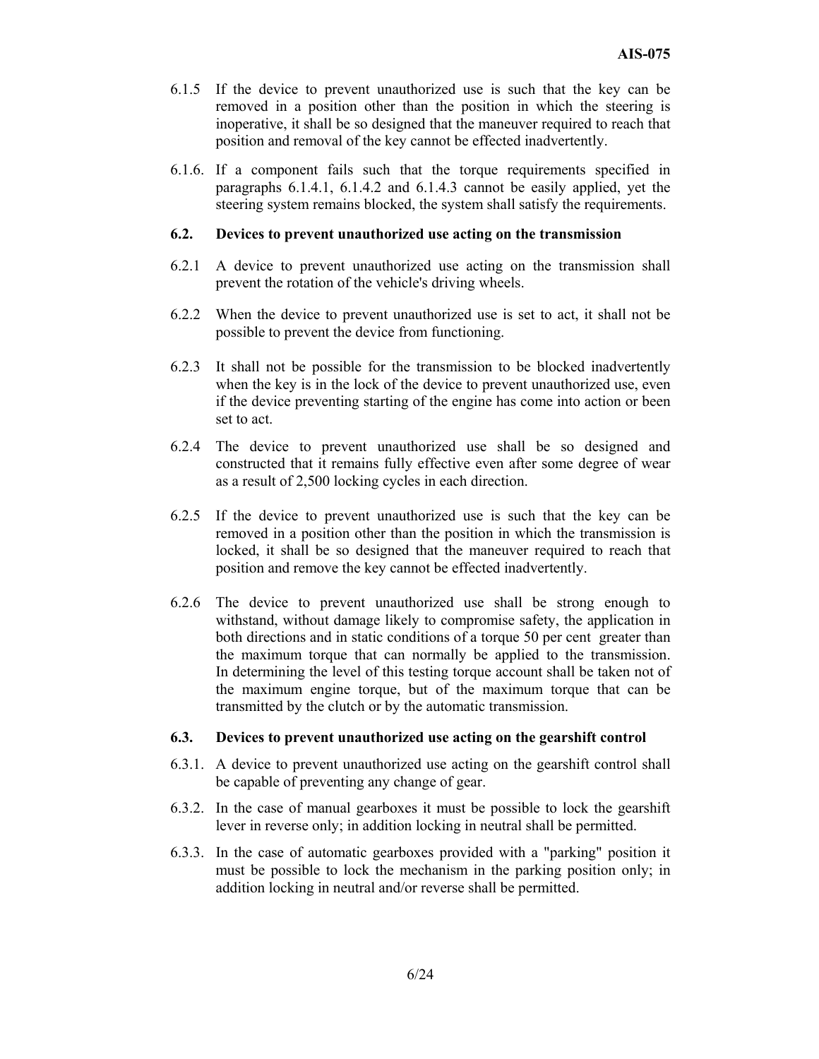6.1.5 If the device to prevent unauthorized use is such that the key can be removed in a position other than the position in which the steering is inoperative, it shall be so designed that the maneuver required to reach that position and removal of the key cannot be effected inadvertently.

6.1.6. If a component fails such that the torque requirements specified in paragraphs 6.1.4.1, 6.1.4.2 and 6.1.4.3 cannot be easily applied, yet the steering system remains blocked, the system shall satisfy the requirements.

**6.2. Devices to prevent unauthorized use acting on the transmission**

6.2.1 A device to prevent unauthorized use acting on the transmission shall prevent the rotation of the vehicle's driving wheels.

6.2.2 When the device to prevent unauthorized use is set to act, it shall not be possible to prevent the device from functioning.

6.2.3 It shall not be possible for the transmission to be blocked inadvertently when the key is in the lock of the device to prevent unauthorized use, even if the device preventing starting of the engine has come into action or been set to act.

6.2.4 The device to prevent unauthorized use shall be so designed and constructed that it remains fully effective even after some degree of wear as a result of 2,500 locking cycles in each direction.

6.2.5 If the device to prevent unauthorized use is such that the key can be removed in a position other than the position in which the transmission is locked, it shall be so designed that the maneuver required to reach that position and remove the key cannot be effected inadvertently.

6.2.6 The device to prevent unauthorized use shall be strong enough to withstand, without damage likely to compromise safety, the application in both directions and in static conditions of a torque 50 per cent greater than the maximum torque that can normally be applied to the transmission. In determining the level of this testing torque account shall be taken not of the maximum engine torque, but of the maximum torque that can be transmitted by the clutch or by the automatic transmission.

**6.3. Devices to prevent unauthorized use acting on the gearshift control**

6.3.1. A device to prevent unauthorized use acting on the gearshift control shall be capable of preventing any change of gear.

6.3.2. In the case of manual gearboxes it must be possible to lock the gearshift lever in reverse only; in addition locking in neutral shall be permitted.

6.3.3. In the case of automatic gearboxes provided with a "parking" position it must be possible to lock the mechanism in the parking position only; in addition locking in neutral and/or reverse shall be permitted.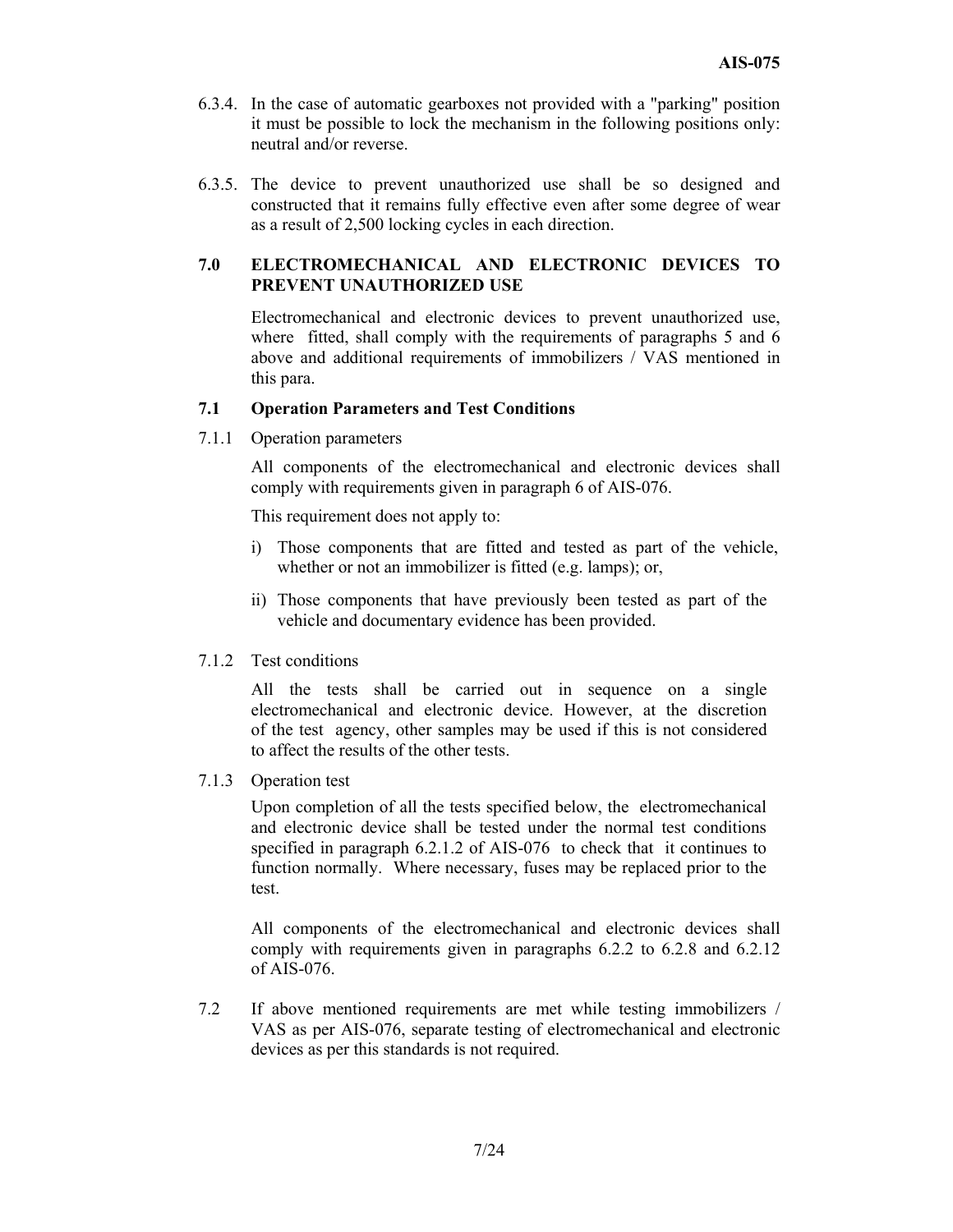6.3.4. In the case of automatic gearboxes not provided with a "parking" position it must be possible to lock the mechanism in the following positions only: neutral and/or reverse.

6.3.5. The device to prevent unauthorized use shall be so designed and constructed that it remains fully effective even after some degree of wear as a result of 2,500 locking cycles in each direction.

## 7.0 ELECTROMECHANICAL AND ELECTRONIC DEVICES TO PREVENT UNAUTHORIZED USE

Electromechanical and electronic devices to prevent unauthorized use, where fitted, shall comply with the requirements of paragraphs 5 and 6 above and additional requirements of immobilizers / VAS mentioned in this para.

### 7.1 Operation Parameters and Test Conditions

7.1.1 Operation parameters

All components of the electromechanical and electronic devices shall comply with requirements given in paragraph 6 of AIS-076.

This requirement does not apply to:

i) Those components that are fitted and tested as part of the vehicle, whether or not an immobilizer is fitted (e.g. lamps); or,

ii) Those components that have previously been tested as part of the vehicle and documentary evidence has been provided.

7.1.2 Test conditions

All the tests shall be carried out in sequence on a single electromechanical and electronic device. However, at the discretion of the test agency, other samples may be used if this is not considered to affect the results of the other tests.

7.1.3 Operation test

Upon completion of all the tests specified below, the electromechanical and electronic device shall be tested under the normal test conditions specified in paragraph 6.2.1.2 of AIS-076 to check that it continues to function normally. Where necessary, fuses may be replaced prior to the test.

All components of the electromechanical and electronic devices shall comply with requirements given in paragraphs 6.2.2 to 6.2.8 and 6.2.12 of AIS-076.

7.2 If above mentioned requirements are met while testing immobilizers / VAS as per AIS-076, separate testing of electromechanical and electronic devices as per this standards is not required.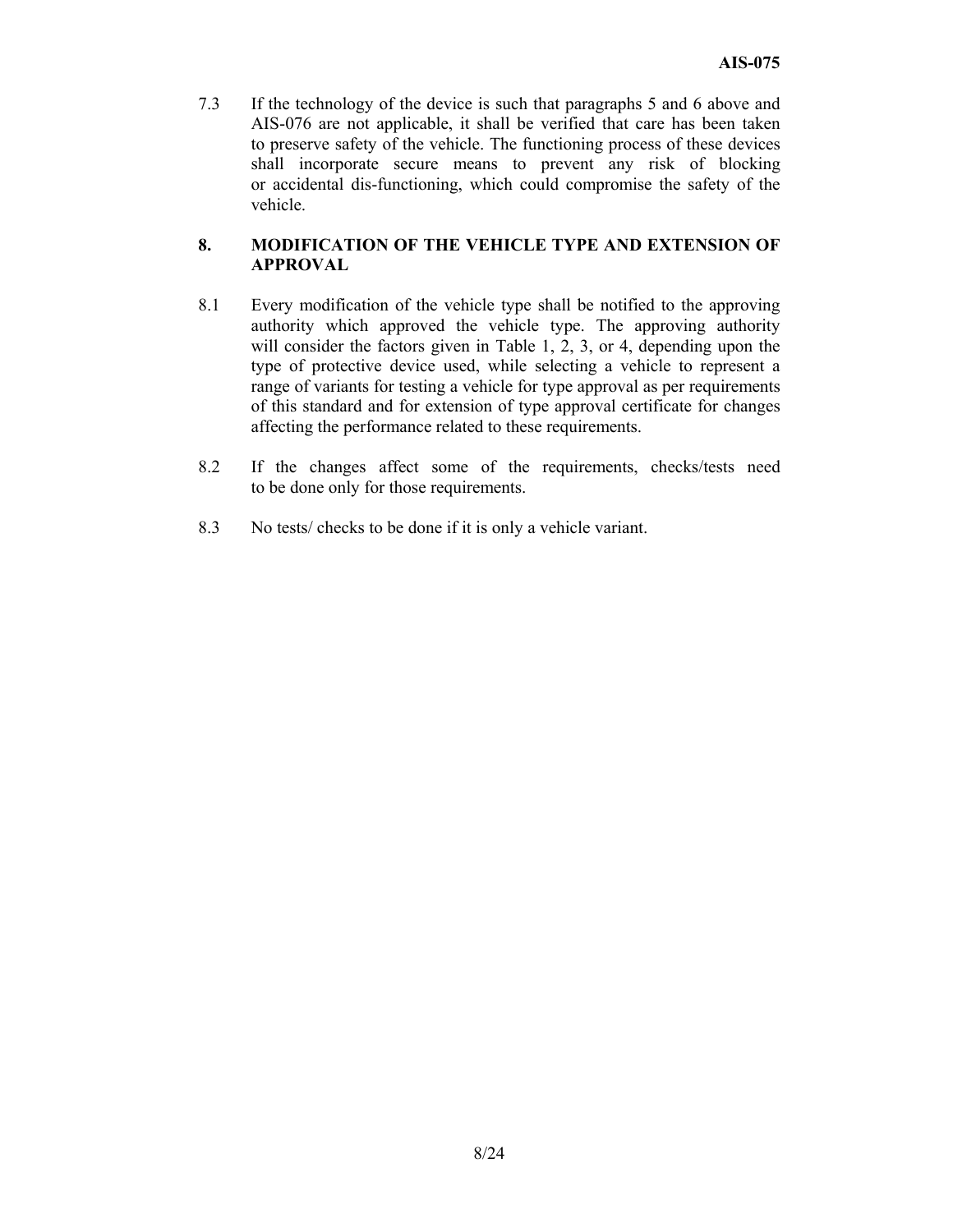7.3 If the technology of the device is such that paragraphs 5 and 6 above and AIS-076 are not applicable, it shall be verified that care has been taken to preserve safety of the vehicle. The functioning process of these devices shall incorporate secure means to prevent any risk of blocking or accidental dis-functioning, which could compromise the safety of the vehicle.

## 8. MODIFICATION OF THE VEHICLE TYPE AND EXTENSION OF APPROVAL

8.1 Every modification of the vehicle type shall be notified to the approving authority which approved the vehicle type. The approving authority will consider the factors given in Table 1, 2, 3, or 4, depending upon the type of protective device used, while selecting a vehicle to represent a range of variants for testing a vehicle for type approval as per requirements of this standard and for extension of type approval certificate for changes affecting the performance related to these requirements.

8.2 If the changes affect some of the requirements, checks/tests need to be done only for those requirements.

8.3 No tests/ checks to be done if it is only a vehicle variant.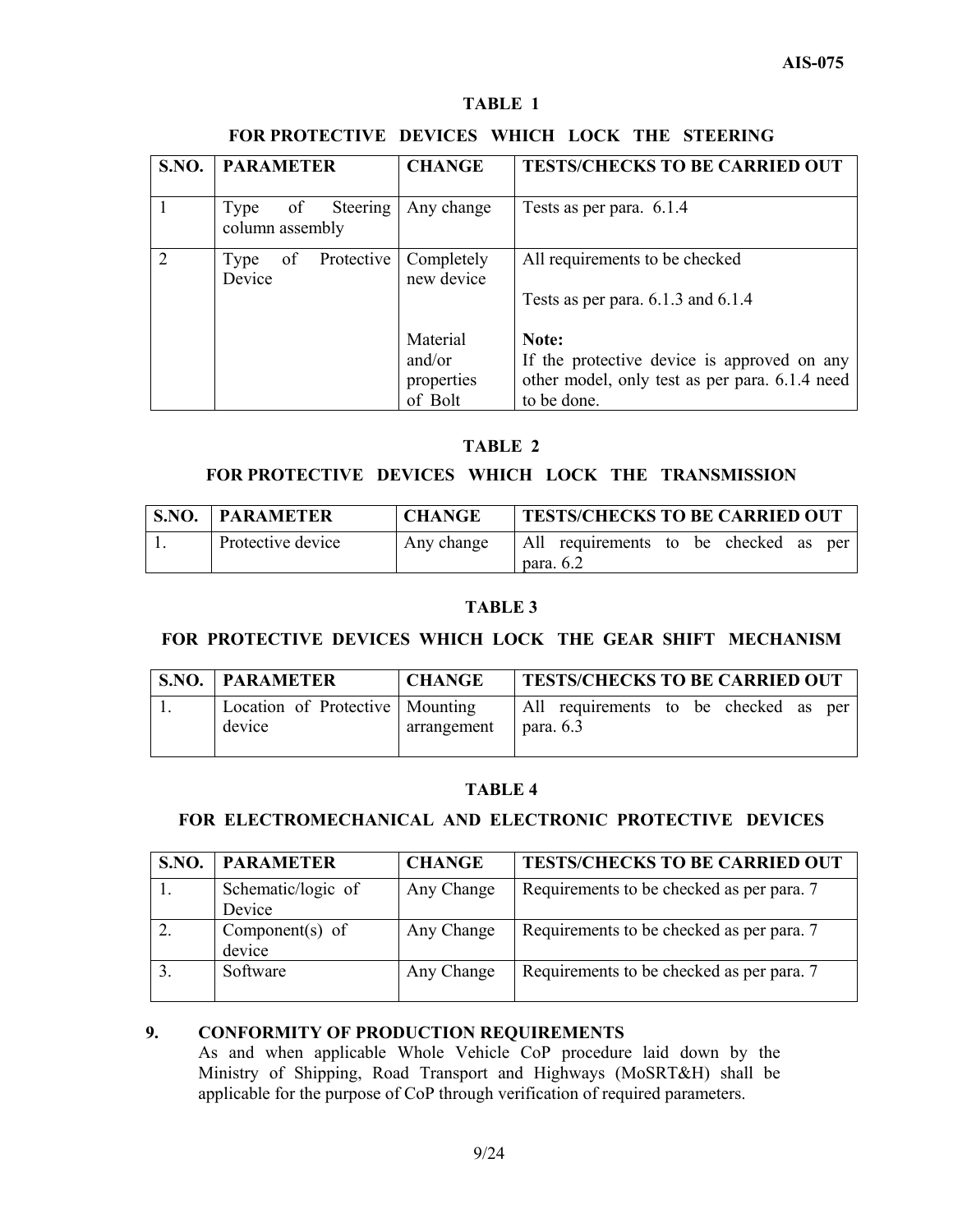## TABLE 1

### FOR PROTECTIVE DEVICES WHICH LOCK THE STEERING

| S.NO. | PARAMETER | CHANGE | TESTS/CHECKS TO BE CARRIED OUT |
|---|---|---|---|
| 1 | Type of Steering column assembly | Any change | Tests as per para. 6.1.4 |
| 2 | Type of Protective Device | Completely new device<br><br>Material and/or properties of Bolt | All requirements to be checked<br><br>Tests as per para. 6.1.3 and 6.1.4<br><br>**Note:**<br>If the protective device is approved on any other model, only test as per para. 6.1.4 need to be done. |

## TABLE 2

### FOR PROTECTIVE DEVICES WHICH LOCK THE TRANSMISSION

| S.NO. | PARAMETER | CHANGE | TESTS/CHECKS TO BE CARRIED OUT |
|---|---|---|---|
| 1. | Protective device | Any change | All requirements to be checked as per para. 6.2 |

## TABLE 3

### FOR PROTECTIVE DEVICES WHICH LOCK THE GEAR SHIFT MECHANISM

| S.NO. | PARAMETER | CHANGE | TESTS/CHECKS TO BE CARRIED OUT |
|---|---|---|---|
| 1. | Location of Protective device | Mounting arrangement | All requirements to be checked as per para. 6.3 |

## TABLE 4

### FOR ELECTROMECHANICAL AND ELECTRONIC PROTECTIVE DEVICES

| S.NO. | PARAMETER | CHANGE | TESTS/CHECKS TO BE CARRIED OUT |
|---|---|---|---|
| 1. | Schematic/logic of Device | Any Change | Requirements to be checked as per para. 7 |
| 2. | Component(s) of device | Any Change | Requirements to be checked as per para. 7 |
| 3. | Software | Any Change | Requirements to be checked as per para. 7 |

## 9. CONFORMITY OF PRODUCTION REQUIREMENTS

As and when applicable Whole Vehicle CoP procedure laid down by the Ministry of Shipping, Road Transport and Highways (MoSRT&H) shall be applicable for the purpose of CoP through verification of required parameters.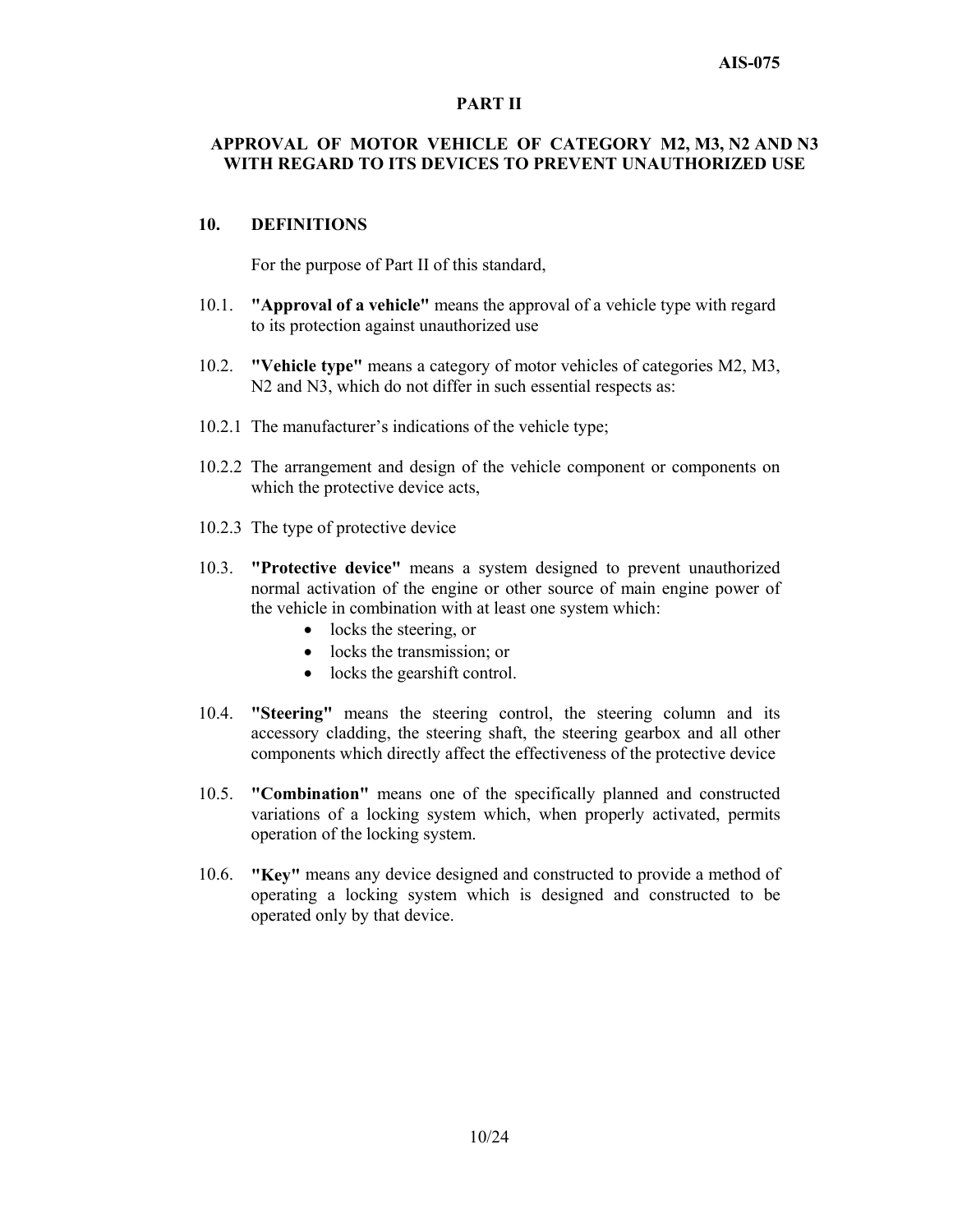## PART II

## APPROVAL OF MOTOR VEHICLE OF CATEGORY M2, M3, N2 AND N3 WITH REGARD TO ITS DEVICES TO PREVENT UNAUTHORIZED USE

### 10. DEFINITIONS

For the purpose of Part II of this standard,

10.1. **"Approval of a vehicle"** means the approval of a vehicle type with regard to its protection against unauthorized use

10.2. **"Vehicle type"** means a category of motor vehicles of categories M2, M3, N2 and N3, which do not differ in such essential respects as:

10.2.1 The manufacturer's indications of the vehicle type;

10.2.2 The arrangement and design of the vehicle component or components on which the protective device acts,

10.2.3 The type of protective device

10.3. **"Protective device"** means a system designed to prevent unauthorized normal activation of the engine or other source of main engine power of the vehicle in combination with at least one system which:

- locks the steering, or
- locks the transmission; or
- locks the gearshift control.

10.4. **"Steering"** means the steering control, the steering column and its accessory cladding, the steering shaft, the steering gearbox and all other components which directly affect the effectiveness of the protective device

10.5. **"Combination"** means one of the specifically planned and constructed variations of a locking system which, when properly activated, permits operation of the locking system.

10.6. **"Key"** means any device designed and constructed to provide a method of operating a locking system which is designed and constructed to be operated only by that device.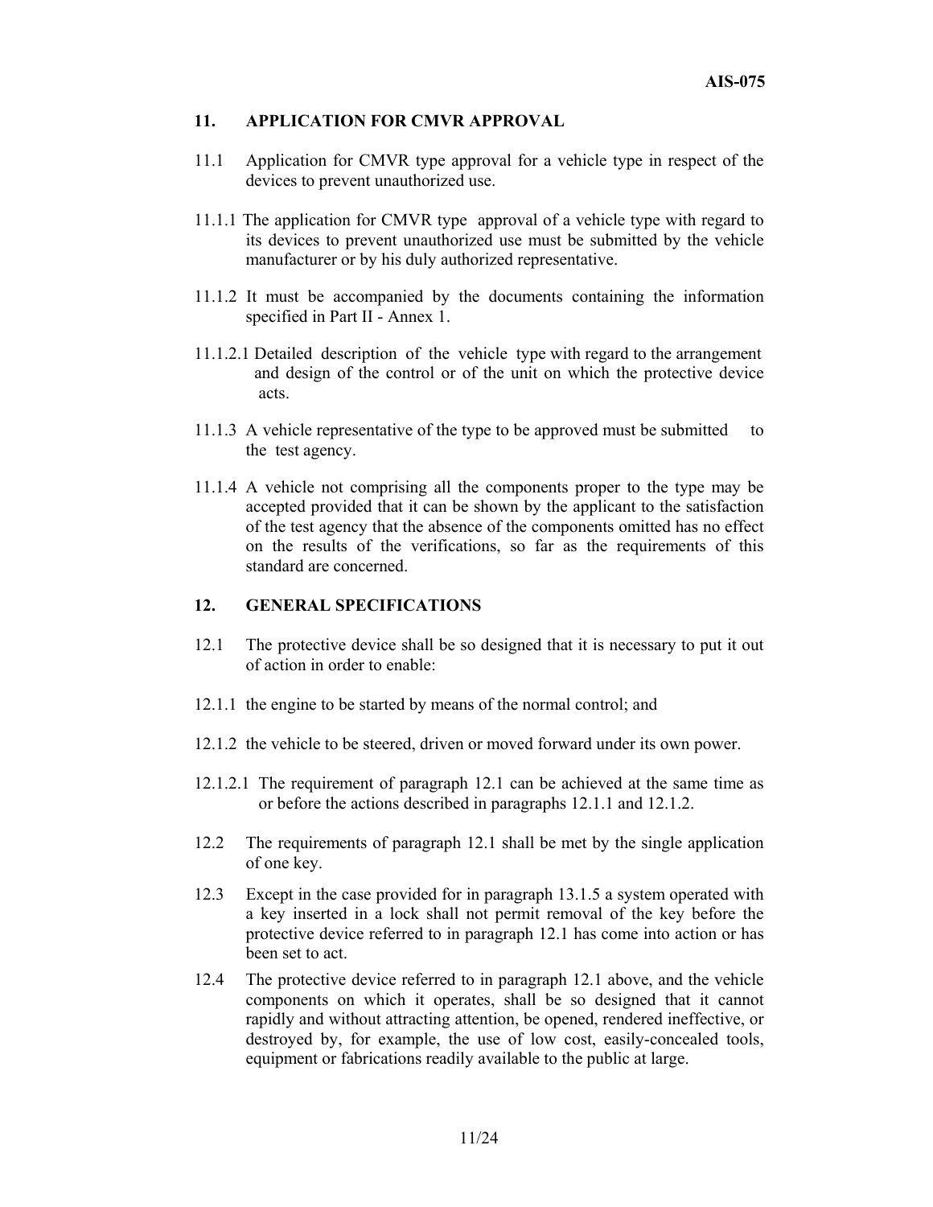## 11. APPLICATION FOR CMVR APPROVAL

11.1 Application for CMVR type approval for a vehicle type in respect of the devices to prevent unauthorized use.

11.1.1 The application for CMVR type approval of a vehicle type with regard to its devices to prevent unauthorized use must be submitted by the vehicle manufacturer or by his duly authorized representative.

11.1.2 It must be accompanied by the documents containing the information specified in Part II - Annex 1.

11.1.2.1 Detailed description of the vehicle type with regard to the arrangement and design of the control or of the unit on which the protective device acts.

11.1.3 A vehicle representative of the type to be approved must be submitted to the test agency.

11.1.4 A vehicle not comprising all the components proper to the type may be accepted provided that it can be shown by the applicant to the satisfaction of the test agency that the absence of the components omitted has no effect on the results of the verifications, so far as the requirements of this standard are concerned.

## 12. GENERAL SPECIFICATIONS

12.1 The protective device shall be so designed that it is necessary to put it out of action in order to enable:

12.1.1 the engine to be started by means of the normal control; and

12.1.2 the vehicle to be steered, driven or moved forward under its own power.

12.1.2.1 The requirement of paragraph 12.1 can be achieved at the same time as or before the actions described in paragraphs 12.1.1 and 12.1.2.

12.2 The requirements of paragraph 12.1 shall be met by the single application of one key.

12.3 Except in the case provided for in paragraph 13.1.5 a system operated with a key inserted in a lock shall not permit removal of the key before the protective device referred to in paragraph 12.1 has come into action or has been set to act.

12.4 The protective device referred to in paragraph 12.1 above, and the vehicle components on which it operates, shall be so designed that it cannot rapidly and without attracting attention, be opened, rendered ineffective, or destroyed by, for example, the use of low cost, easily-concealed tools, equipment or fabrications readily available to the public at large.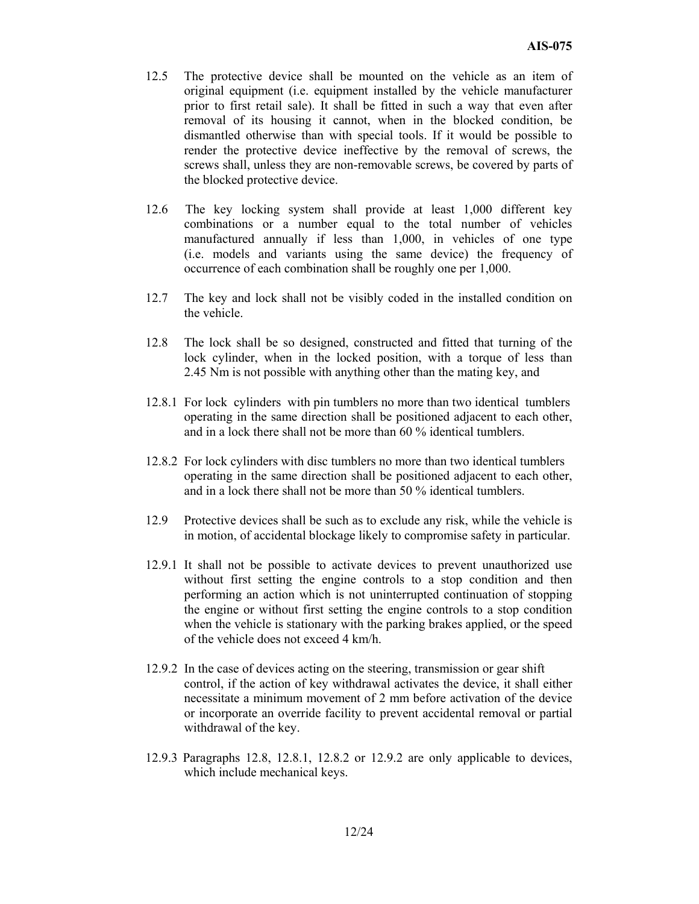12.5 The protective device shall be mounted on the vehicle as an item of original equipment (i.e. equipment installed by the vehicle manufacturer prior to first retail sale). It shall be fitted in such a way that even after removal of its housing it cannot, when in the blocked condition, be dismantled otherwise than with special tools. If it would be possible to render the protective device ineffective by the removal of screws, the screws shall, unless they are non-removable screws, be covered by parts of the blocked protective device.

12.6 The key locking system shall provide at least 1,000 different key combinations or a number equal to the total number of vehicles manufactured annually if less than 1,000, in vehicles of one type (i.e. models and variants using the same device) the frequency of occurrence of each combination shall be roughly one per 1,000.

12.7 The key and lock shall not be visibly coded in the installed condition on the vehicle.

12.8 The lock shall be so designed, constructed and fitted that turning of the lock cylinder, when in the locked position, with a torque of less than 2.45 Nm is not possible with anything other than the mating key, and

12.8.1 For lock cylinders with pin tumblers no more than two identical tumblers operating in the same direction shall be positioned adjacent to each other, and in a lock there shall not be more than 60 % identical tumblers.

12.8.2 For lock cylinders with disc tumblers no more than two identical tumblers operating in the same direction shall be positioned adjacent to each other, and in a lock there shall not be more than 50 % identical tumblers.

12.9 Protective devices shall be such as to exclude any risk, while the vehicle is in motion, of accidental blockage likely to compromise safety in particular.

12.9.1 It shall not be possible to activate devices to prevent unauthorized use without first setting the engine controls to a stop condition and then performing an action which is not uninterrupted continuation of stopping the engine or without first setting the engine controls to a stop condition when the vehicle is stationary with the parking brakes applied, or the speed of the vehicle does not exceed 4 km/h.

12.9.2 In the case of devices acting on the steering, transmission or gear shift control, if the action of key withdrawal activates the device, it shall either necessitate a minimum movement of 2 mm before activation of the device or incorporate an override facility to prevent accidental removal or partial withdrawal of the key.

12.9.3 Paragraphs 12.8, 12.8.1, 12.8.2 or 12.9.2 are only applicable to devices, which include mechanical keys.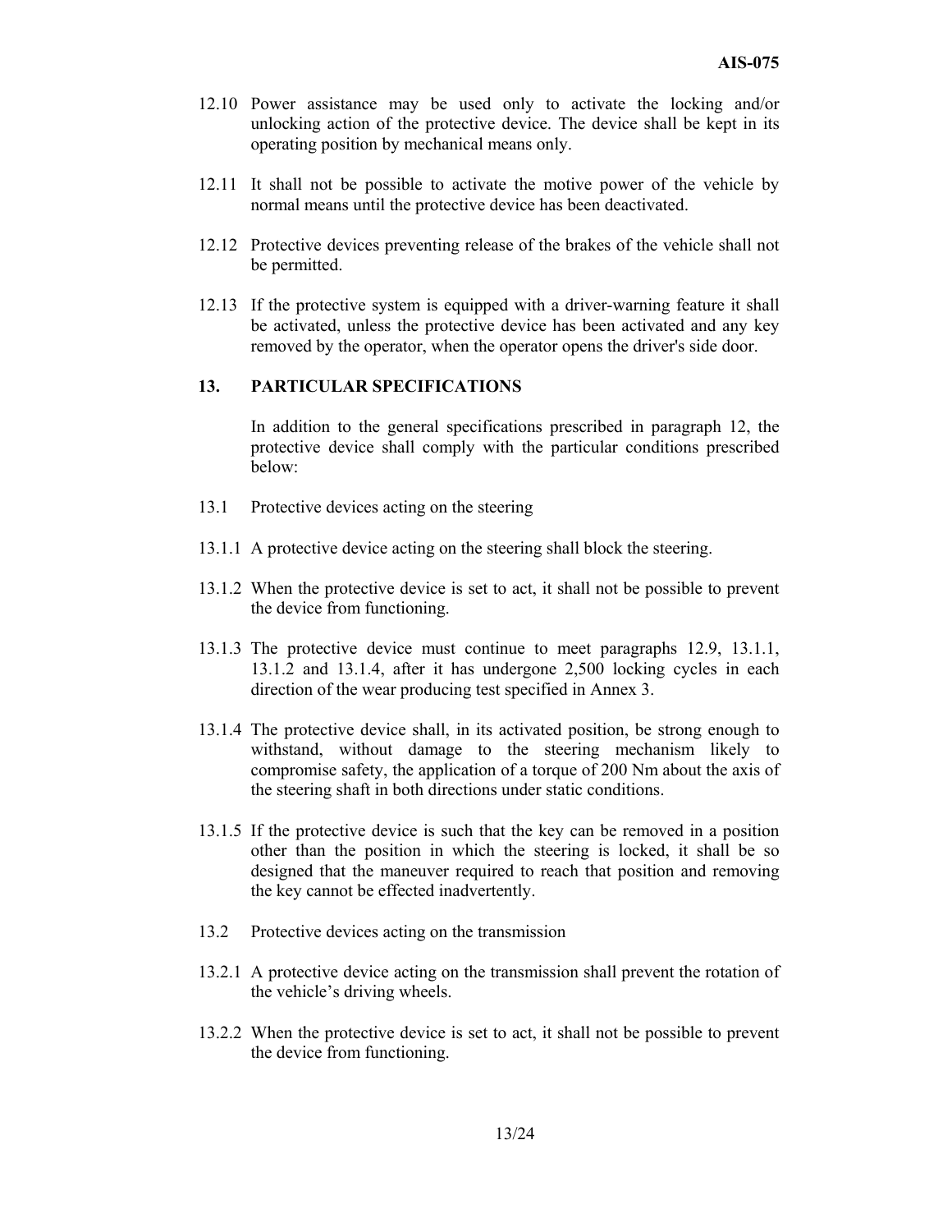12.10 Power assistance may be used only to activate the locking and/or unlocking action of the protective device. The device shall be kept in its operating position by mechanical means only.

12.11 It shall not be possible to activate the motive power of the vehicle by normal means until the protective device has been deactivated.

12.12 Protective devices preventing release of the brakes of the vehicle shall not be permitted.

12.13 If the protective system is equipped with a driver-warning feature it shall be activated, unless the protective device has been activated and any key removed by the operator, when the operator opens the driver's side door.

## 13. PARTICULAR SPECIFICATIONS

In addition to the general specifications prescribed in paragraph 12, the protective device shall comply with the particular conditions prescribed below:

13.1 Protective devices acting on the steering

13.1.1 A protective device acting on the steering shall block the steering.

13.1.2 When the protective device is set to act, it shall not be possible to prevent the device from functioning.

13.1.3 The protective device must continue to meet paragraphs 12.9, 13.1.1, 13.1.2 and 13.1.4, after it has undergone 2,500 locking cycles in each direction of the wear producing test specified in Annex 3.

13.1.4 The protective device shall, in its activated position, be strong enough to withstand, without damage to the steering mechanism likely to compromise safety, the application of a torque of 200 Nm about the axis of the steering shaft in both directions under static conditions.

13.1.5 If the protective device is such that the key can be removed in a position other than the position in which the steering is locked, it shall be so designed that the maneuver required to reach that position and removing the key cannot be effected inadvertently.

13.2 Protective devices acting on the transmission

13.2.1 A protective device acting on the transmission shall prevent the rotation of the vehicle's driving wheels.

13.2.2 When the protective device is set to act, it shall not be possible to prevent the device from functioning.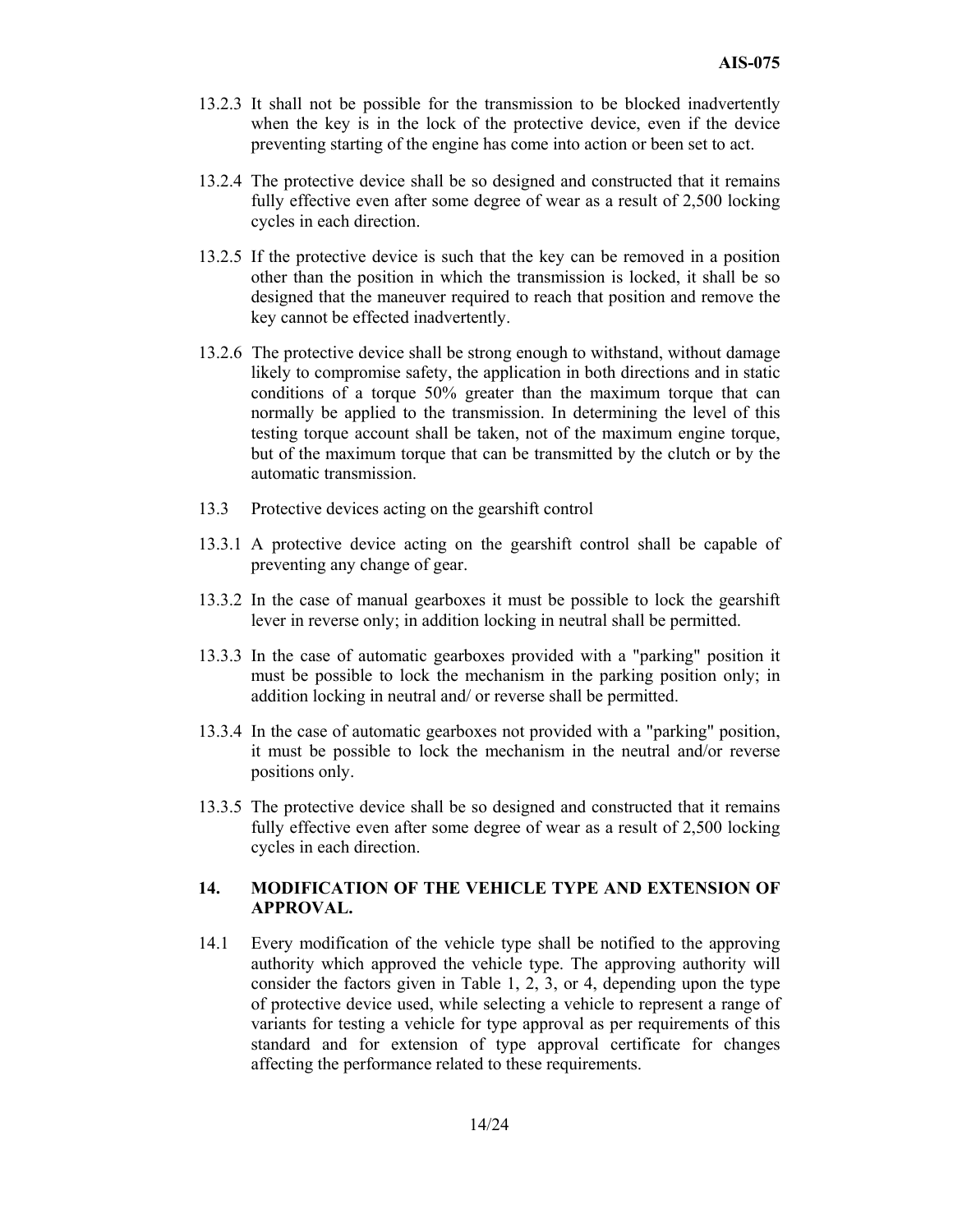13.2.3 It shall not be possible for the transmission to be blocked inadvertently when the key is in the lock of the protective device, even if the device preventing starting of the engine has come into action or been set to act.

13.2.4 The protective device shall be so designed and constructed that it remains fully effective even after some degree of wear as a result of 2,500 locking cycles in each direction.

13.2.5 If the protective device is such that the key can be removed in a position other than the position in which the transmission is locked, it shall be so designed that the maneuver required to reach that position and remove the key cannot be effected inadvertently.

13.2.6 The protective device shall be strong enough to withstand, without damage likely to compromise safety, the application in both directions and in static conditions of a torque 50% greater than the maximum torque that can normally be applied to the transmission. In determining the level of this testing torque account shall be taken, not of the maximum engine torque, but of the maximum torque that can be transmitted by the clutch or by the automatic transmission.

13.3 Protective devices acting on the gearshift control

13.3.1 A protective device acting on the gearshift control shall be capable of preventing any change of gear.

13.3.2 In the case of manual gearboxes it must be possible to lock the gearshift lever in reverse only; in addition locking in neutral shall be permitted.

13.3.3 In the case of automatic gearboxes provided with a "parking" position it must be possible to lock the mechanism in the parking position only; in addition locking in neutral and/ or reverse shall be permitted.

13.3.4 In the case of automatic gearboxes not provided with a "parking" position, it must be possible to lock the mechanism in the neutral and/or reverse positions only.

13.3.5 The protective device shall be so designed and constructed that it remains fully effective even after some degree of wear as a result of 2,500 locking cycles in each direction.

## 14. MODIFICATION OF THE VEHICLE TYPE AND EXTENSION OF APPROVAL.

14.1 Every modification of the vehicle type shall be notified to the approving authority which approved the vehicle type. The approving authority will consider the factors given in Table 1, 2, 3, or 4, depending upon the type of protective device used, while selecting a vehicle to represent a range of variants for testing a vehicle for type approval as per requirements of this standard and for extension of type approval certificate for changes affecting the performance related to these requirements.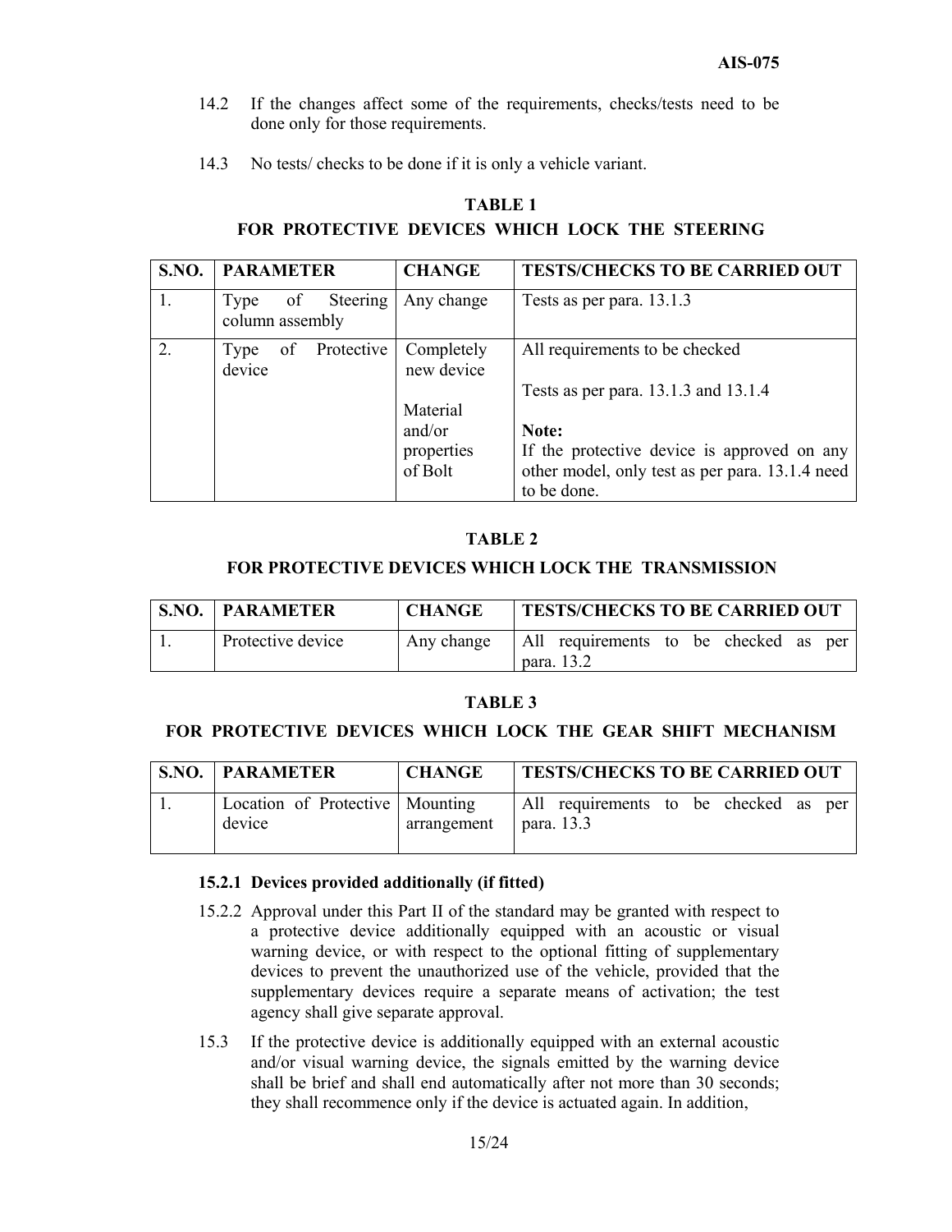14.2 If the changes affect some of the requirements, checks/tests need to be done only for those requirements.

14.3 No tests/ checks to be done if it is only a vehicle variant.

**TABLE 1**

**FOR PROTECTIVE DEVICES WHICH LOCK THE STEERING**

| S.NO. | PARAMETER | CHANGE | TESTS/CHECKS TO BE CARRIED OUT |
|---|---|---|---|
| 1. | Type of Steering column assembly | Any change | Tests as per para. 13.1.3 |
| 2. | Type of Protective device | Completely new device<br><br>Material and/or properties of Bolt | All requirements to be checked<br><br>Tests as per para. 13.1.3 and 13.1.4<br><br>**Note:**<br>If the protective device is approved on any other model, only test as per para. 13.1.4 need to be done. |

**TABLE 2**

**FOR PROTECTIVE DEVICES WHICH LOCK THE TRANSMISSION**

| S.NO. | PARAMETER | CHANGE | TESTS/CHECKS TO BE CARRIED OUT |
|---|---|---|---|
| 1. | Protective device | Any change | All requirements to be checked as per para. 13.2 |

**TABLE 3**

**FOR PROTECTIVE DEVICES WHICH LOCK THE GEAR SHIFT MECHANISM**

| S.NO. | PARAMETER | CHANGE | TESTS/CHECKS TO BE CARRIED OUT |
|---|---|---|---|
| 1. | Location of Protective device | Mounting arrangement | All requirements to be checked as per para. 13.3 |

**15.2.1 Devices provided additionally (if fitted)**

15.2.2 Approval under this Part II of the standard may be granted with respect to a protective device additionally equipped with an acoustic or visual warning device, or with respect to the optional fitting of supplementary devices to prevent the unauthorized use of the vehicle, provided that the supplementary devices require a separate means of activation; the test agency shall give separate approval.

15.3 If the protective device is additionally equipped with an external acoustic and/or visual warning device, the signals emitted by the warning device shall be brief and shall end automatically after not more than 30 seconds; they shall recommence only if the device is actuated again. In addition,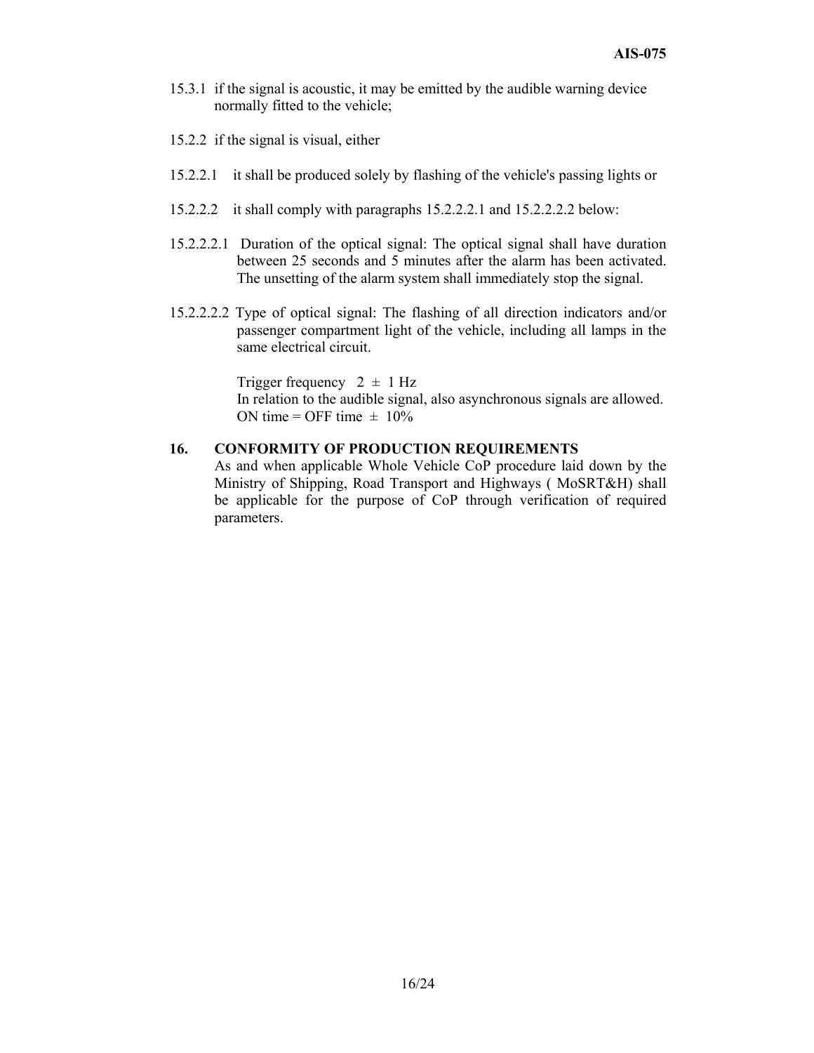15.3.1 if the signal is acoustic, it may be emitted by the audible warning device normally fitted to the vehicle;

15.2.2 if the signal is visual, either

15.2.2.1 it shall be produced solely by flashing of the vehicle's passing lights or

15.2.2.2 it shall comply with paragraphs 15.2.2.2.1 and 15.2.2.2.2 below:

15.2.2.2.1 Duration of the optical signal: The optical signal shall have duration between 25 seconds and 5 minutes after the alarm has been activated. The unsetting of the alarm system shall immediately stop the signal.

15.2.2.2.2 Type of optical signal: The flashing of all direction indicators and/or passenger compartment light of the vehicle, including all lamps in the same electrical circuit.

Trigger frequency $2 \pm 1$ Hz
In relation to the audible signal, also asynchronous signals are allowed.
ON time = OFF time $\pm$ 10%

## 16. CONFORMITY OF PRODUCTION REQUIREMENTS

As and when applicable Whole Vehicle CoP procedure laid down by the Ministry of Shipping, Road Transport and Highways ( MoSRT&H) shall be applicable for the purpose of CoP through verification of required parameters.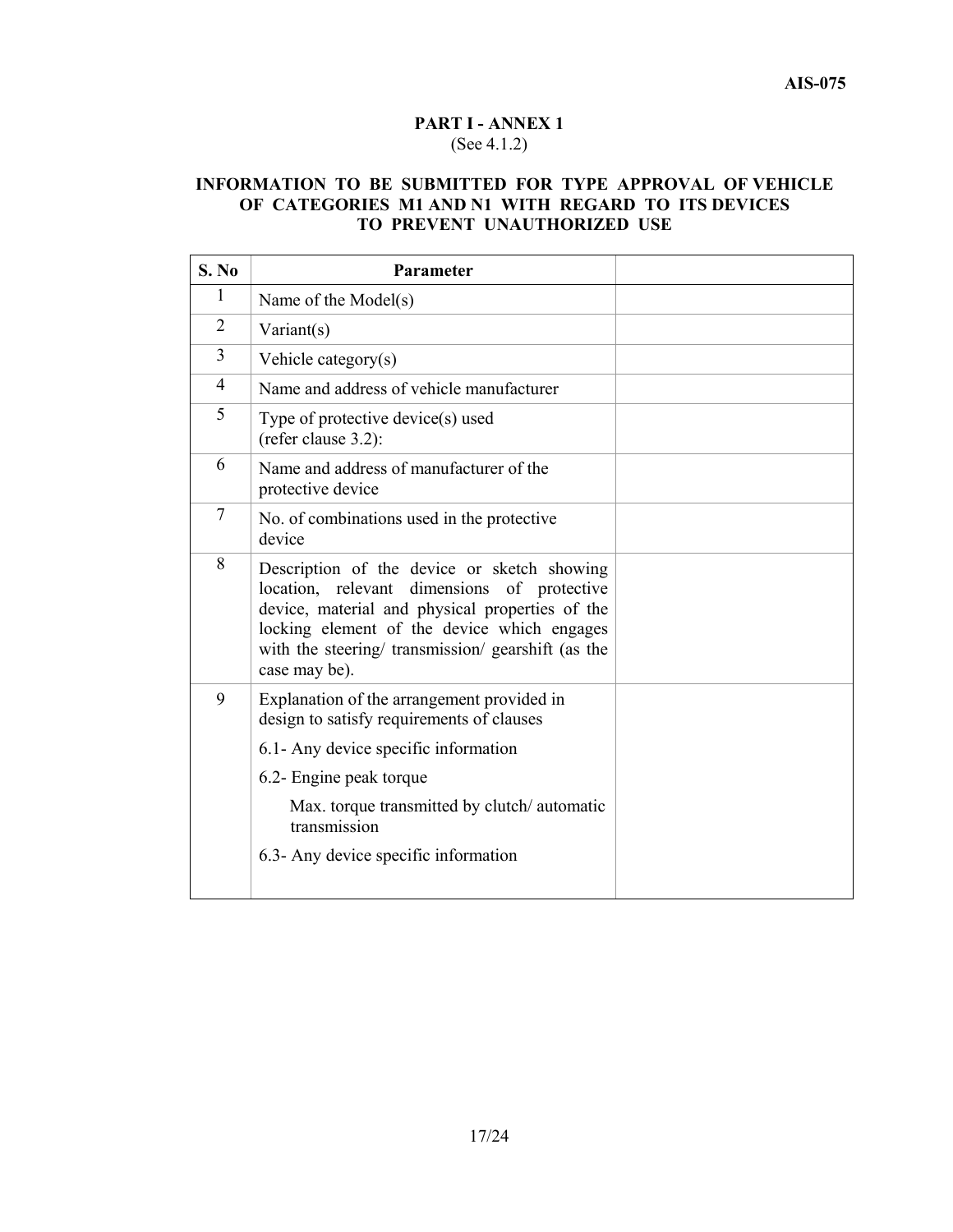## PART I - ANNEX 1

(See 4.1.2)

### INFORMATION TO BE SUBMITTED FOR TYPE APPROVAL OF VEHICLE OF CATEGORIES M1 AND N1 WITH REGARD TO ITS DEVICES TO PREVENT UNAUTHORIZED USE

| S. No | Parameter | |
|---|---|---|
| 1 | Name of the Model(s) | |
| 2 | Variant(s) | |
| 3 | Vehicle category(s) | |
| 4 | Name and address of vehicle manufacturer | |
| 5 | Type of protective device(s) used (refer clause 3.2): | |
| 6 | Name and address of manufacturer of the protective device | |
| 7 | No. of combinations used in the protective device | |
| 8 | Description of the device or sketch showing location, relevant dimensions of protective device, material and physical properties of the locking element of the device which engages with the steering/ transmission/ gearshift (as the case may be). | |
| 9 | Explanation of the arrangement provided in design to satisfy requirements of clauses<br>6.1- Any device specific information<br>6.2- Engine peak torque<br>Max. torque transmitted by clutch/ automatic transmission<br>6.3- Any device specific information | |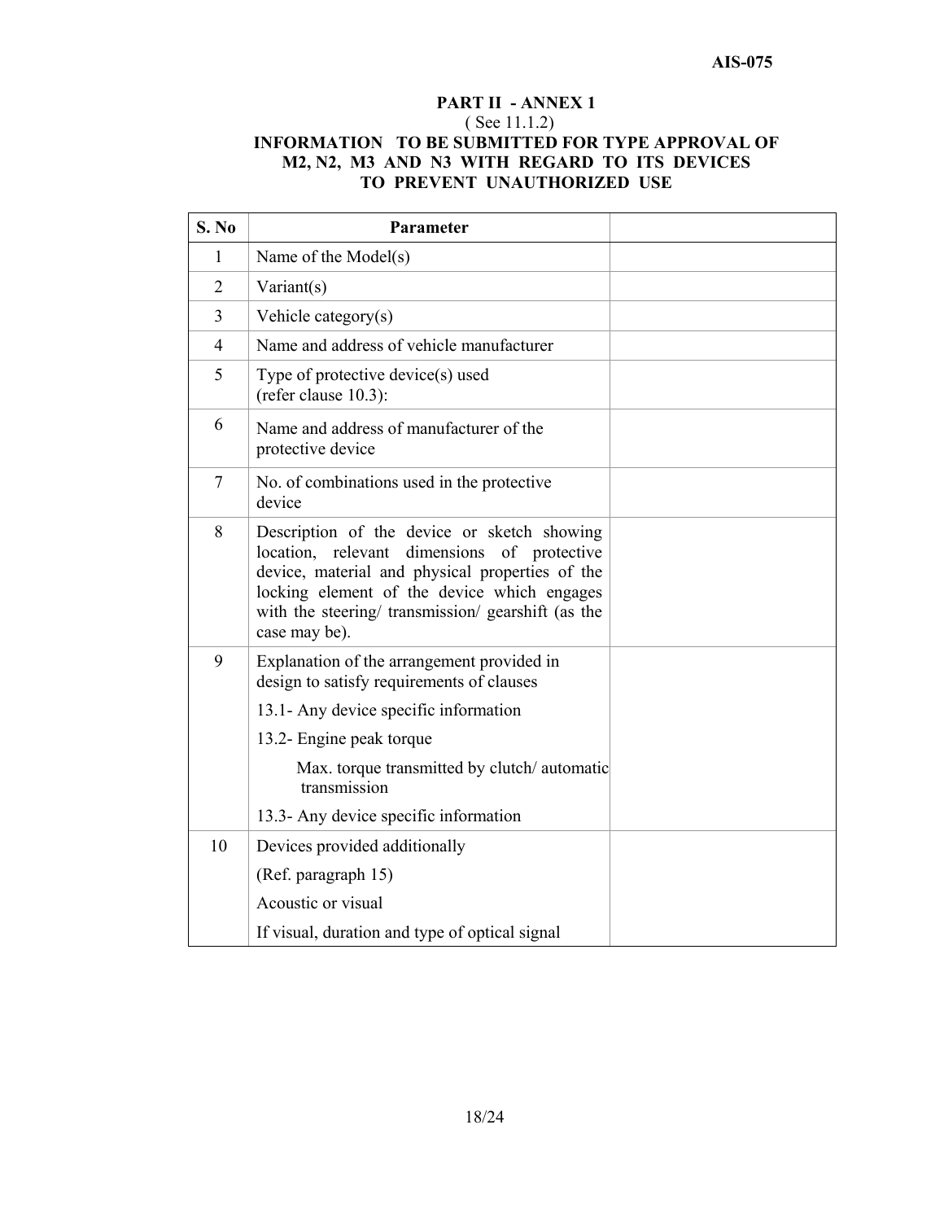## PART II - ANNEX 1

( See 11.1.2)

**INFORMATION TO BE SUBMITTED FOR TYPE APPROVAL OF M2, N2, M3 AND N3 WITH REGARD TO ITS DEVICES TO PREVENT UNAUTHORIZED USE**

| S. No | Parameter | |
|---|---|---|
| 1 | Name of the Model(s) | |
| 2 | Variant(s) | |
| 3 | Vehicle category(s) | |
| 4 | Name and address of vehicle manufacturer | |
| 5 | Type of protective device(s) used (refer clause 10.3): | |
| 6 | Name and address of manufacturer of the protective device | |
| 7 | No. of combinations used in the protective device | |
| 8 | Description of the device or sketch showing location, relevant dimensions of protective device, material and physical properties of the locking element of the device which engages with the steering/ transmission/ gearshift (as the case may be). | |
| 9 | Explanation of the arrangement provided in design to satisfy requirements of clauses<br>13.1- Any device specific information<br>13.2- Engine peak torque<br>Max. torque transmitted by clutch/ automatic transmission<br>13.3- Any device specific information | |
| 10 | Devices provided additionally<br>(Ref. paragraph 15)<br>Acoustic or visual<br>If visual, duration and type of optical signal | |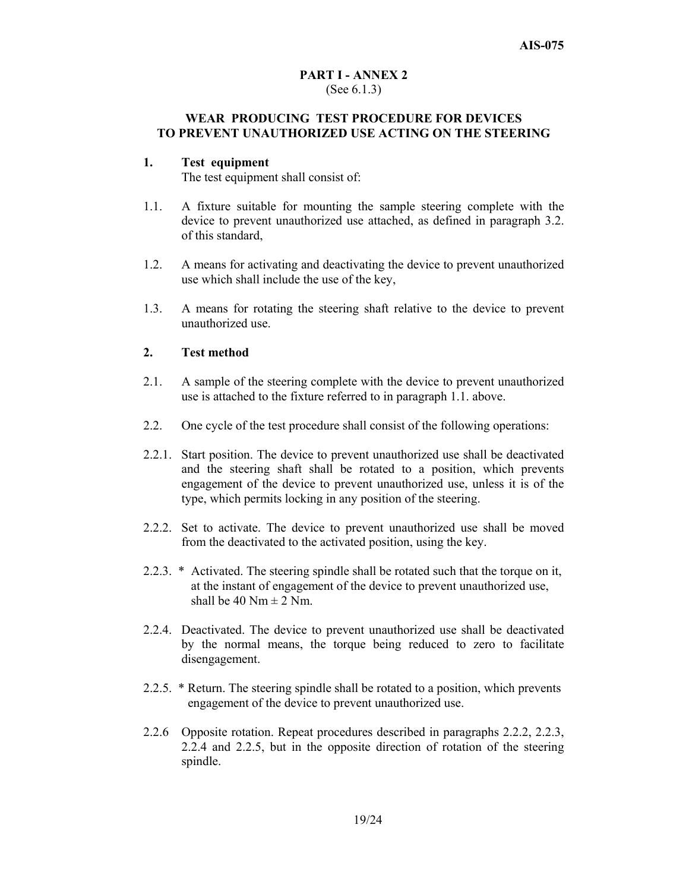**PART I - ANNEX 2**
(See 6.1.3)

**WEAR PRODUCING TEST PROCEDURE FOR DEVICES TO PREVENT UNAUTHORIZED USE ACTING ON THE STEERING**

**1. Test equipment**

The test equipment shall consist of:

1.1. A fixture suitable for mounting the sample steering complete with the device to prevent unauthorized use attached, as defined in paragraph 3.2. of this standard,

1.2. A means for activating and deactivating the device to prevent unauthorized use which shall include the use of the key,

1.3. A means for rotating the steering shaft relative to the device to prevent unauthorized use.

**2. Test method**

2.1. A sample of the steering complete with the device to prevent unauthorized use is attached to the fixture referred to in paragraph 1.1. above.

2.2. One cycle of the test procedure shall consist of the following operations:

2.2.1. Start position. The device to prevent unauthorized use shall be deactivated and the steering shaft shall be rotated to a position, which prevents engagement of the device to prevent unauthorized use, unless it is of the type, which permits locking in any position of the steering.

2.2.2. Set to activate. The device to prevent unauthorized use shall be moved from the deactivated to the activated position, using the key.

2.2.3. * Activated. The steering spindle shall be rotated such that the torque on it, at the instant of engagement of the device to prevent unauthorized use, shall be 40 Nm ± 2 Nm.

2.2.4. Deactivated. The device to prevent unauthorized use shall be deactivated by the normal means, the torque being reduced to zero to facilitate disengagement.

2.2.5. * Return. The steering spindle shall be rotated to a position, which prevents engagement of the device to prevent unauthorized use.

2.2.6 Opposite rotation. Repeat procedures described in paragraphs 2.2.2, 2.2.3, 2.2.4 and 2.2.5, but in the opposite direction of rotation of the steering spindle.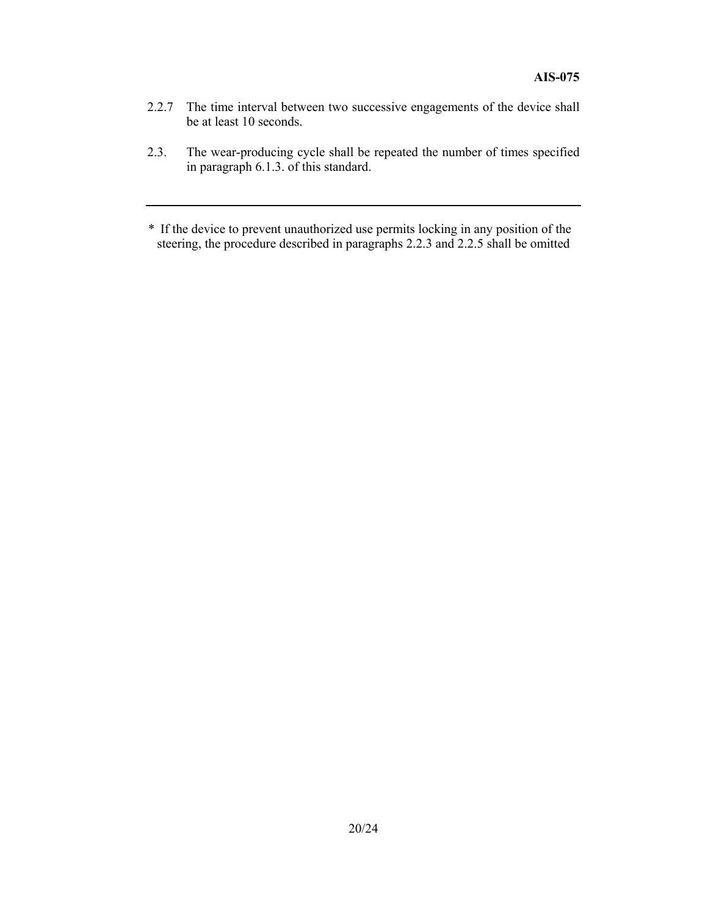2.2.7 The time interval between two successive engagements of the device shall be at least 10 seconds.

2.3. The wear-producing cycle shall be repeated the number of times specified in paragraph 6.1.3. of this standard.

---

* If the device to prevent unauthorized use permits locking in any position of the steering, the procedure described in paragraphs 2.2.3 and 2.2.5 shall be omitted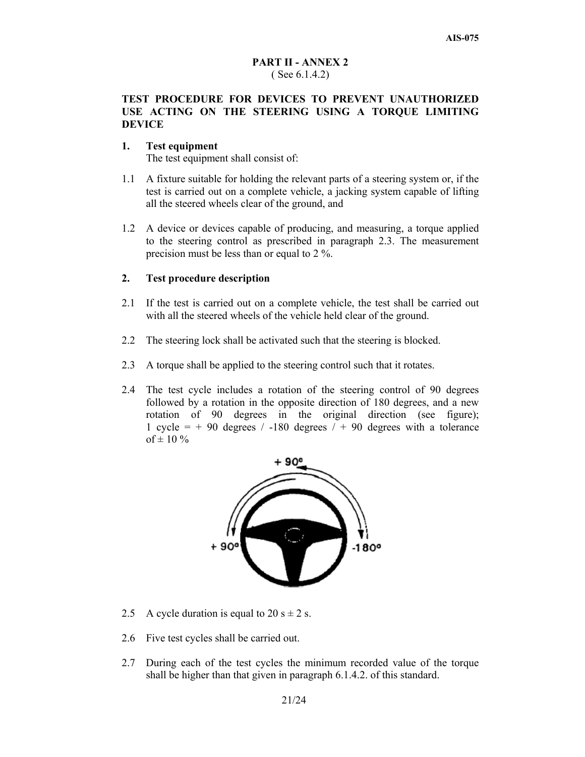## PART II - ANNEX 2

( See 6.1.4.2)

**TEST PROCEDURE FOR DEVICES TO PREVENT UNAUTHORIZED USE ACTING ON THE STEERING USING A TORQUE LIMITING DEVICE**

**1. Test equipment**

The test equipment shall consist of:

1.1 A fixture suitable for holding the relevant parts of a steering system or, if the test is carried out on a complete vehicle, a jacking system capable of lifting all the steered wheels clear of the ground, and

1.2 A device or devices capable of producing, and measuring, a torque applied to the steering control as prescribed in paragraph 2.3. The measurement precision must be less than or equal to 2 %.

**2. Test procedure description**

2.1 If the test is carried out on a complete vehicle, the test shall be carried out with all the steered wheels of the vehicle held clear of the ground.

2.2 The steering lock shall be activated such that the steering is blocked.

2.3 A torque shall be applied to the steering control such that it rotates.

2.4 The test cycle includes a rotation of the steering control of 90 degrees followed by a rotation in the opposite direction of 180 degrees, and a new rotation of 90 degrees in the original direction (see figure); 1 cycle = + 90 degrees / -180 degrees / + 90 degrees with a tolerance of ± 10 %

+ 90°

+ 90°

-180°

2.5 A cycle duration is equal to 20 s ± 2 s.

2.6 Five test cycles shall be carried out.

2.7 During each of the test cycles the minimum recorded value of the torque shall be higher than that given in paragraph 6.1.4.2. of this standard.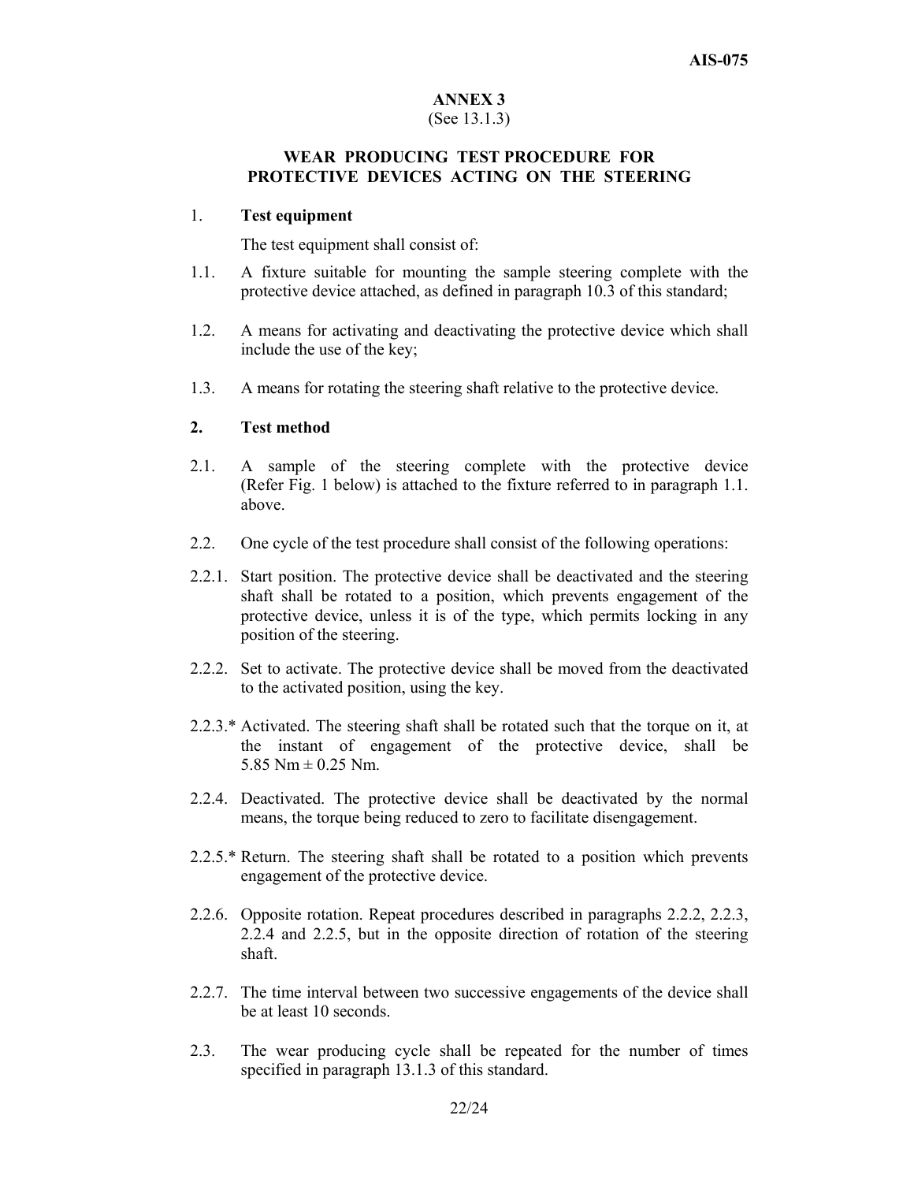# ANNEX 3

(See 13.1.3)

## WEAR PRODUCING TEST PROCEDURE FOR PROTECTIVE DEVICES ACTING ON THE STEERING

1. **Test equipment**

   The test equipment shall consist of:

1.1. A fixture suitable for mounting the sample steering complete with the protective device attached, as defined in paragraph 10.3 of this standard;

1.2. A means for activating and deactivating the protective device which shall include the use of the key;

1.3. A means for rotating the steering shaft relative to the protective device.

2. **Test method**

2.1. A sample of the steering complete with the protective device (Refer Fig. 1 below) is attached to the fixture referred to in paragraph 1.1. above.

2.2. One cycle of the test procedure shall consist of the following operations:

2.2.1. Start position. The protective device shall be deactivated and the steering shaft shall be rotated to a position, which prevents engagement of the protective device, unless it is of the type, which permits locking in any position of the steering.

2.2.2. Set to activate. The protective device shall be moved from the deactivated to the activated position, using the key.

2.2.3.* Activated. The steering shaft shall be rotated such that the torque on it, at the instant of engagement of the protective device, shall be 5.85 Nm ± 0.25 Nm.

2.2.4. Deactivated. The protective device shall be deactivated by the normal means, the torque being reduced to zero to facilitate disengagement.

2.2.5.* Return. The steering shaft shall be rotated to a position which prevents engagement of the protective device.

2.2.6. Opposite rotation. Repeat procedures described in paragraphs 2.2.2, 2.2.3, 2.2.4 and 2.2.5, but in the opposite direction of rotation of the steering shaft.

2.2.7. The time interval between two successive engagements of the device shall be at least 10 seconds.

2.3. The wear producing cycle shall be repeated for the number of times specified in paragraph 13.1.3 of this standard.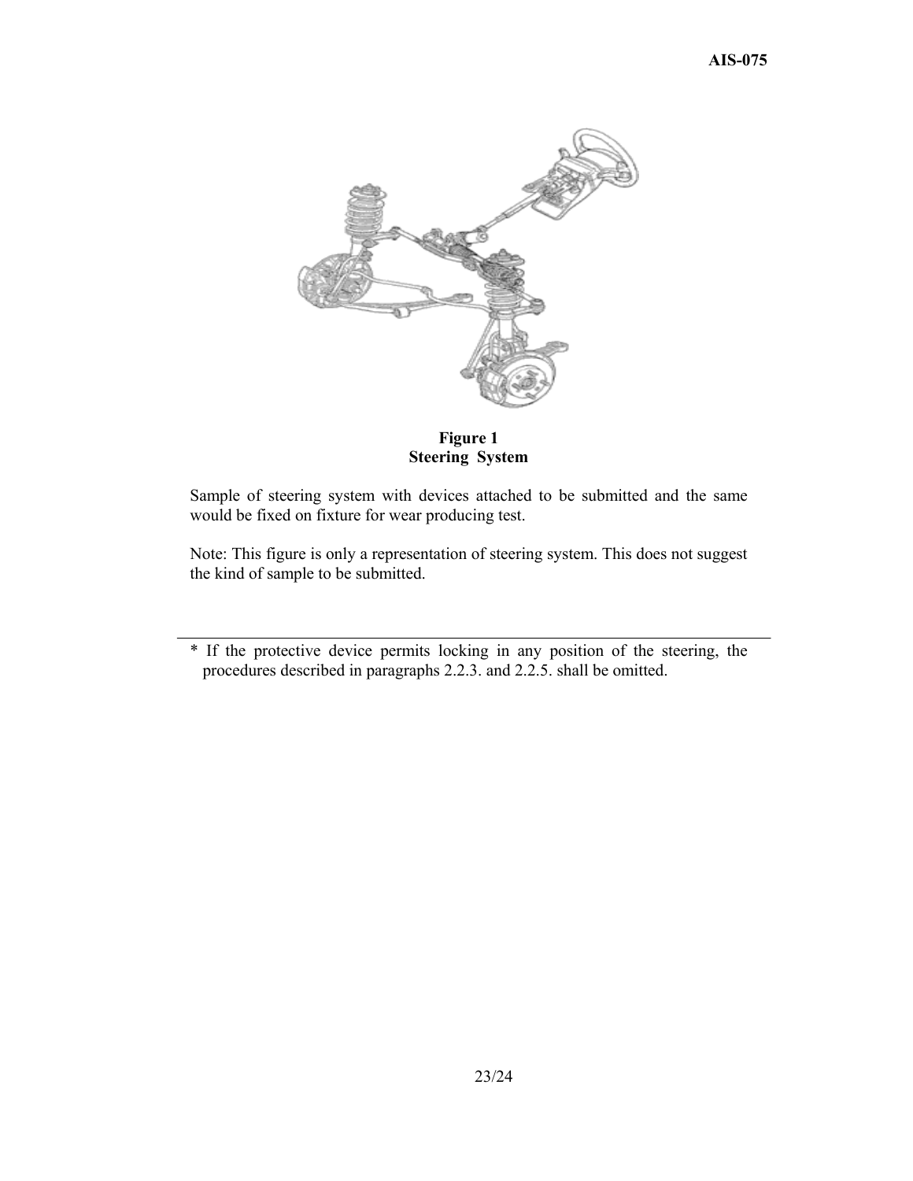**Figure 1**
**Steering System**

Sample of steering system with devices attached to be submitted and the same would be fixed on fixture for wear producing test.

Note: This figure is only a representation of steering system. This does not suggest the kind of sample to be submitted.

---

* If the protective device permits locking in any position of the steering, the procedures described in paragraphs 2.2.3. and 2.2.5. shall be omitted.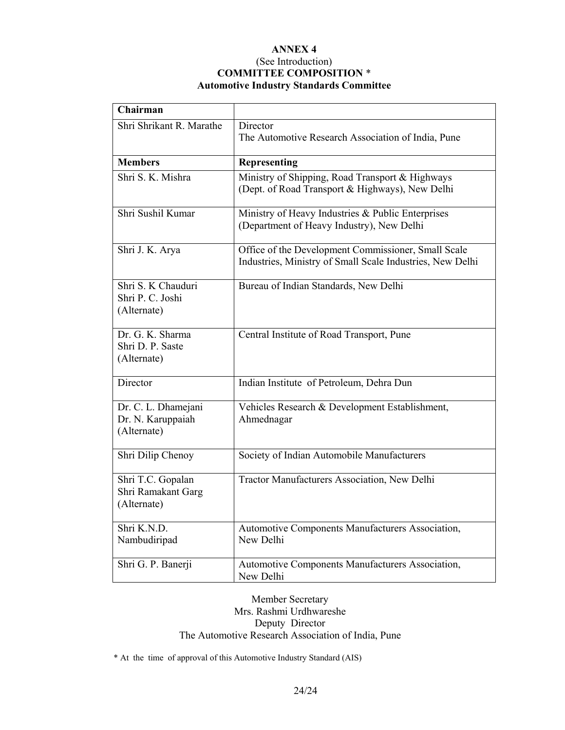**ANNEX 4**
(See Introduction)
**COMMITTEE COMPOSITION** *
**Automotive Industry Standards Committee**

| **Chairman** | |
|---|---|
| Shri Shrikant R. Marathe | Director<br>The Automotive Research Association of India, Pune |
| **Members** | **Representing** |
| Shri S. K. Mishra | Ministry of Shipping, Road Transport & Highways (Dept. of Road Transport & Highways), New Delhi |
| Shri Sushil Kumar | Ministry of Heavy Industries & Public Enterprises (Department of Heavy Industry), New Delhi |
| Shri J. K. Arya | Office of the Development Commissioner, Small Scale Industries, Ministry of Small Scale Industries, New Delhi |
| Shri S. K Chauduri<br>Shri P. C. Joshi<br>(Alternate) | Bureau of Indian Standards, New Delhi |
| Dr. G. K. Sharma<br>Shri D. P. Saste<br>(Alternate) | Central Institute of Road Transport, Pune |
| Director | Indian Institute of Petroleum, Dehra Dun |
| Dr. C. L. Dhamejani<br>Dr. N. Karuppaiah<br>(Alternate) | Vehicles Research & Development Establishment, Ahmednagar |
| Shri Dilip Chenoy | Society of Indian Automobile Manufacturers |
| Shri T.C. Gopalan<br>Shri Ramakant Garg<br>(Alternate) | Tractor Manufacturers Association, New Delhi |
| Shri K.N.D. Nambudiripad | Automotive Components Manufacturers Association, New Delhi |
| Shri G. P. Banerji | Automotive Components Manufacturers Association, New Delhi |

Member Secretary
Mrs. Rashmi Urdhwareshe
Deputy Director
The Automotive Research Association of India, Pune

* At the time of approval of this Automotive Industry Standard (AIS)